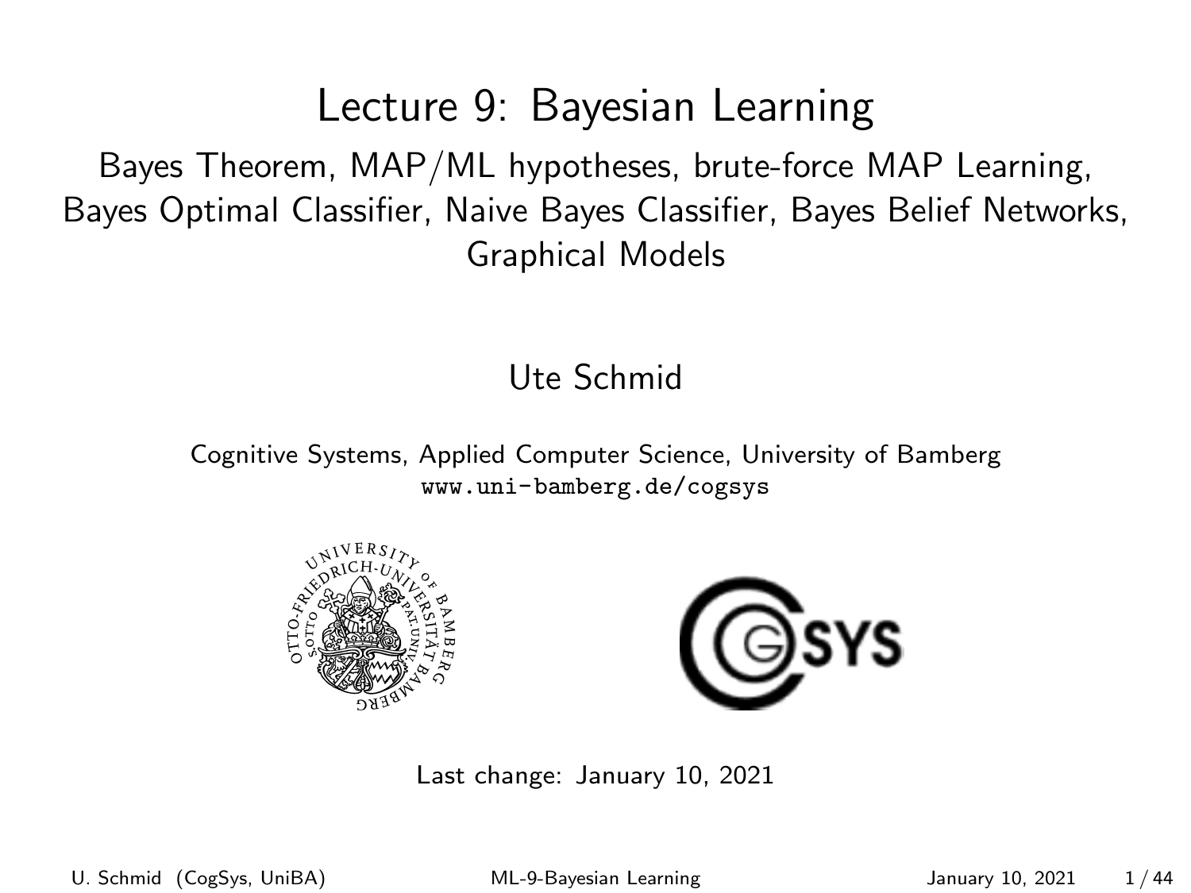# Lecture 9: Bayesian Learning

## Bayes Theorem, MAP/ML hypotheses, brute-force MAP Learning, Bayes Optimal Classifier, Naive Bayes Classifier, Bayes Belief Networks, Graphical Models

Ute Schmid

Cognitive Systems, Applied Computer Science, University of Bamberg
www.uni-bamberg.de/cogsys

Last change: January 10, 2021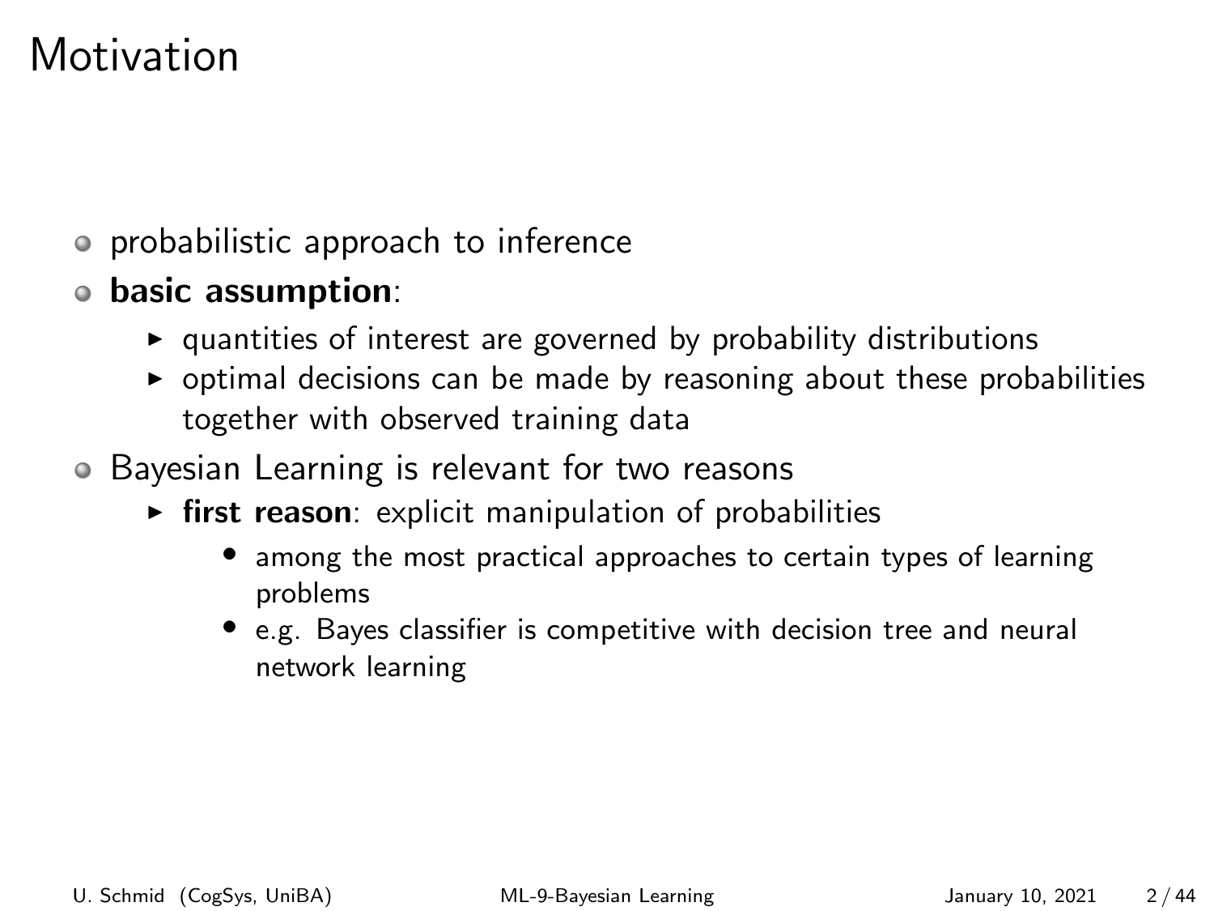# Motivation

- probabilistic approach to inference
- **basic assumption**:
  - quantities of interest are governed by probability distributions
  - optimal decisions can be made by reasoning about these probabilities together with observed training data
- Bayesian Learning is relevant for two reasons
  - **first reason**: explicit manipulation of probabilities
    - among the most practical approaches to certain types of learning problems
    - e.g. Bayes classifier is competitive with decision tree and neural network learning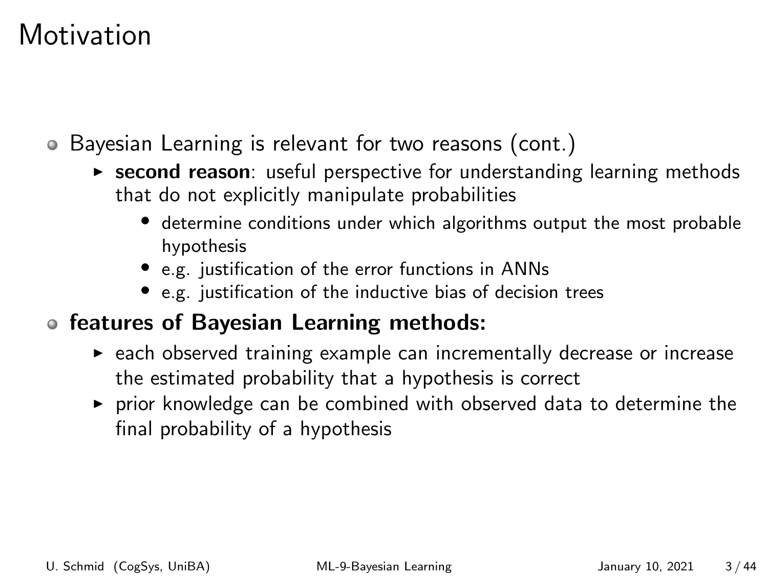# Motivation

- Bayesian Learning is relevant for two reasons (cont.)
  - **second reason**: useful perspective for understanding learning methods that do not explicitly manipulate probabilities
    - determine conditions under which algorithms output the most probable hypothesis
    - e.g. justification of the error functions in ANNs
    - e.g. justification of the inductive bias of decision trees
- **features of Bayesian Learning methods:**
  - each observed training example can incrementally decrease or increase the estimated probability that a hypothesis is correct
  - prior knowledge can be combined with observed data to determine the final probability of a hypothesis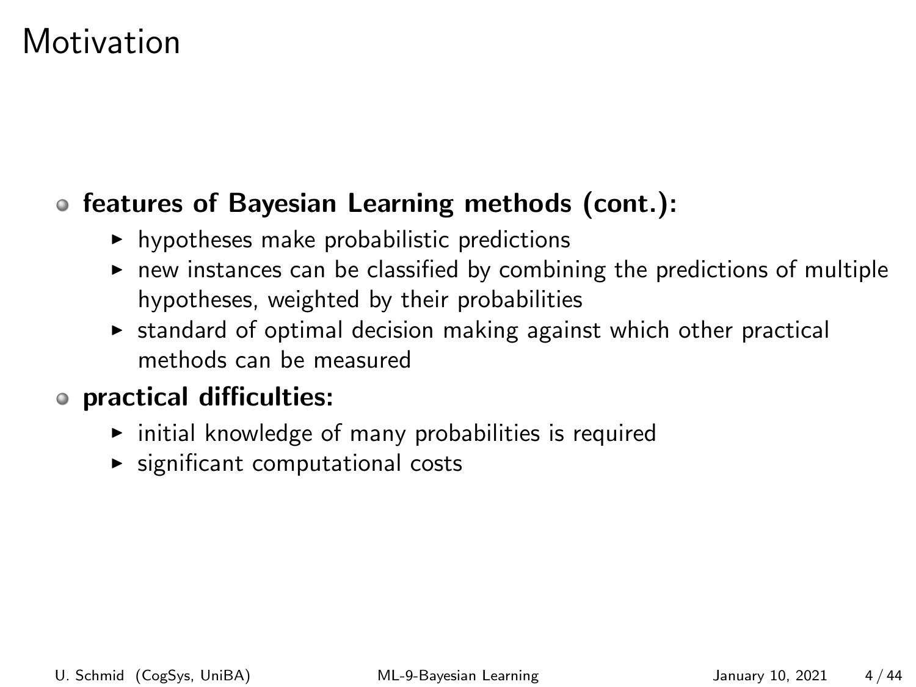# Motivation

- **features of Bayesian Learning methods (cont.):**
  - hypotheses make probabilistic predictions
  - new instances can be classified by combining the predictions of multiple hypotheses, weighted by their probabilities
  - standard of optimal decision making against which other practical methods can be measured
- **practical difficulties:**
  - initial knowledge of many probabilities is required
  - significant computational costs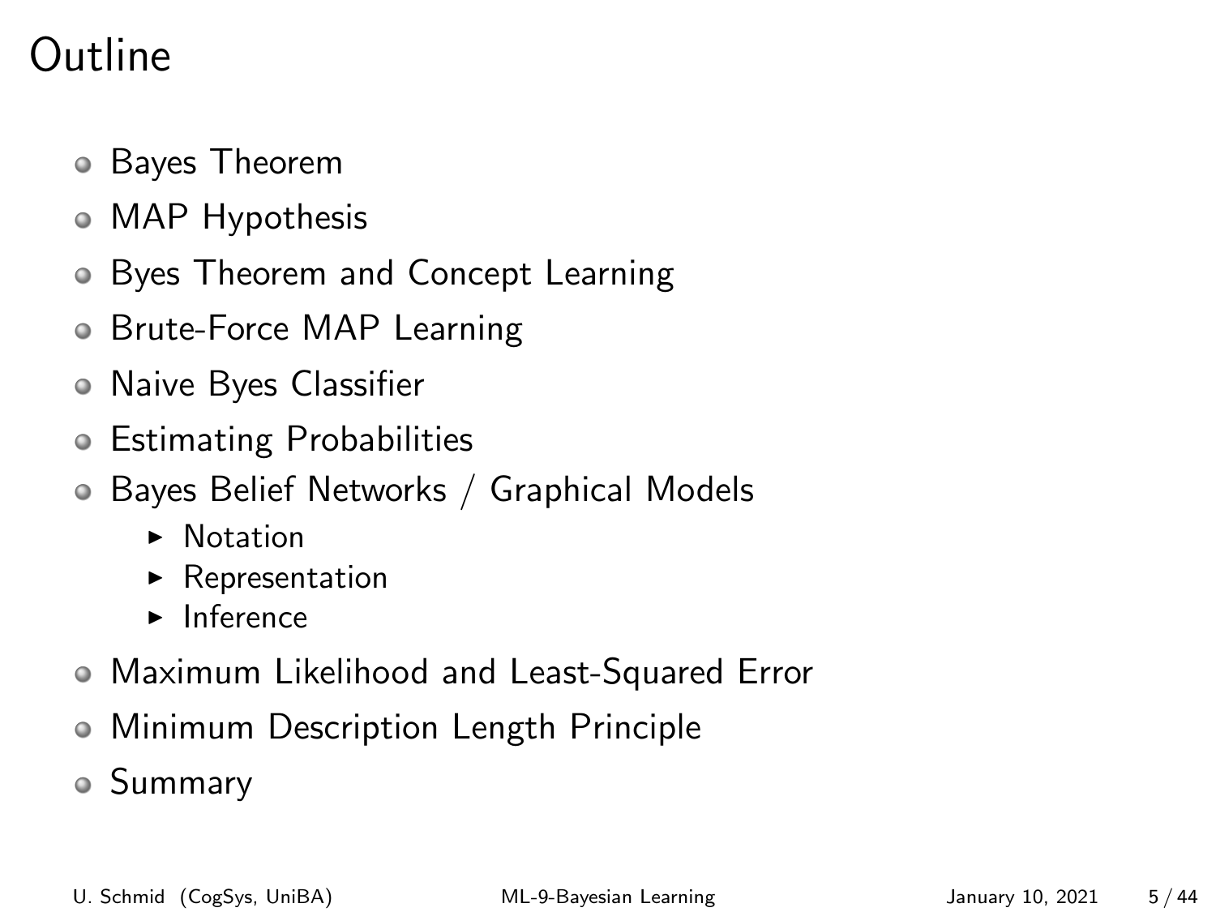# Outline

- Bayes Theorem
- MAP Hypothesis
- Byes Theorem and Concept Learning
- Brute-Force MAP Learning
- Naive Byes Classifier
- Estimating Probabilities
- Bayes Belief Networks / Graphical Models
  - Notation
  - Representation
  - Inference
- Maximum Likelihood and Least-Squared Error
- Minimum Description Length Principle
- Summary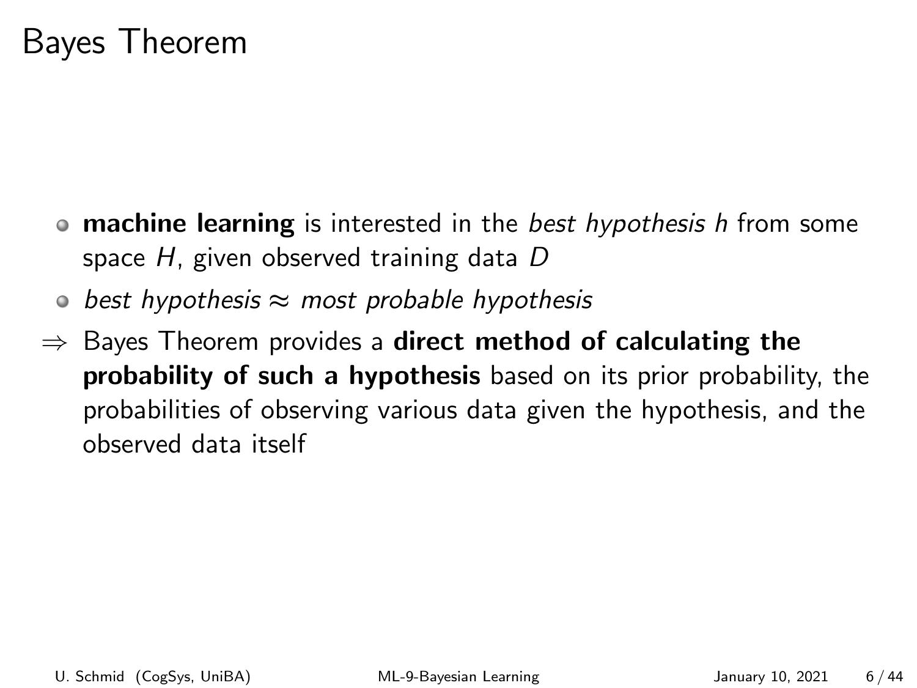# Bayes Theorem

- **machine learning** is interested in the *best hypothesis $h$* from some space $H$, given observed training data $D$
- *best hypothesis* $\approx$ *most probable hypothesis*

$\Rightarrow$ Bayes Theorem provides a **direct method of calculating the probability of such a hypothesis** based on its prior probability, the probabilities of observing various data given the hypothesis, and the observed data itself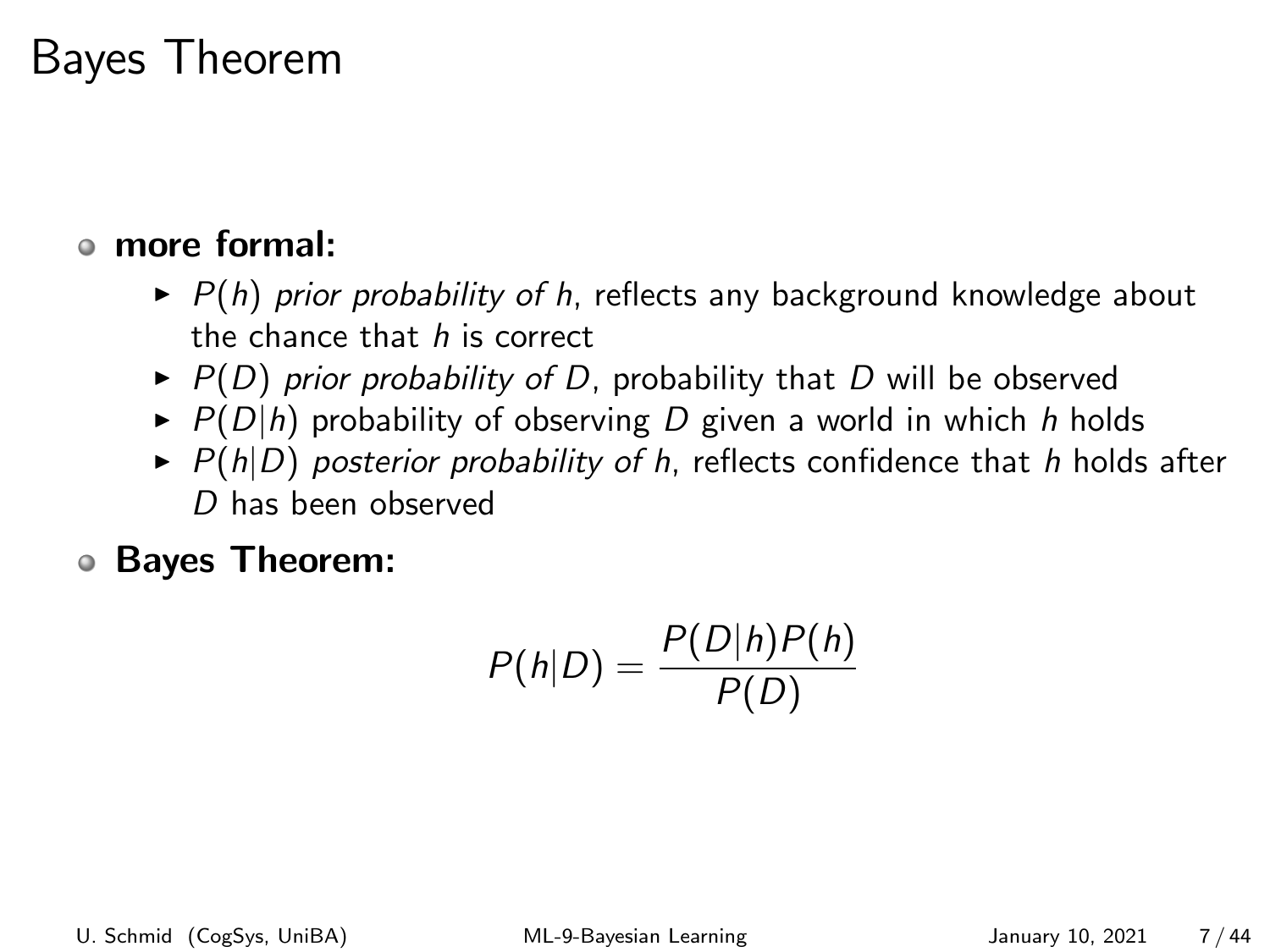# Bayes Theorem

- **more formal:**
  - $P(h)$ *prior probability of h*, reflects any background knowledge about the chance that $h$ is correct
  - $P(D)$ *prior probability of D*, probability that $D$ will be observed
  - $P(D|h)$ probability of observing $D$ given a world in which $h$ holds
  - $P(h|D)$ *posterior probability of h*, reflects confidence that $h$ holds after $D$ has been observed
- **Bayes Theorem:**

$$P(h|D) = \frac{P(D|h)P(h)}{P(D)}$$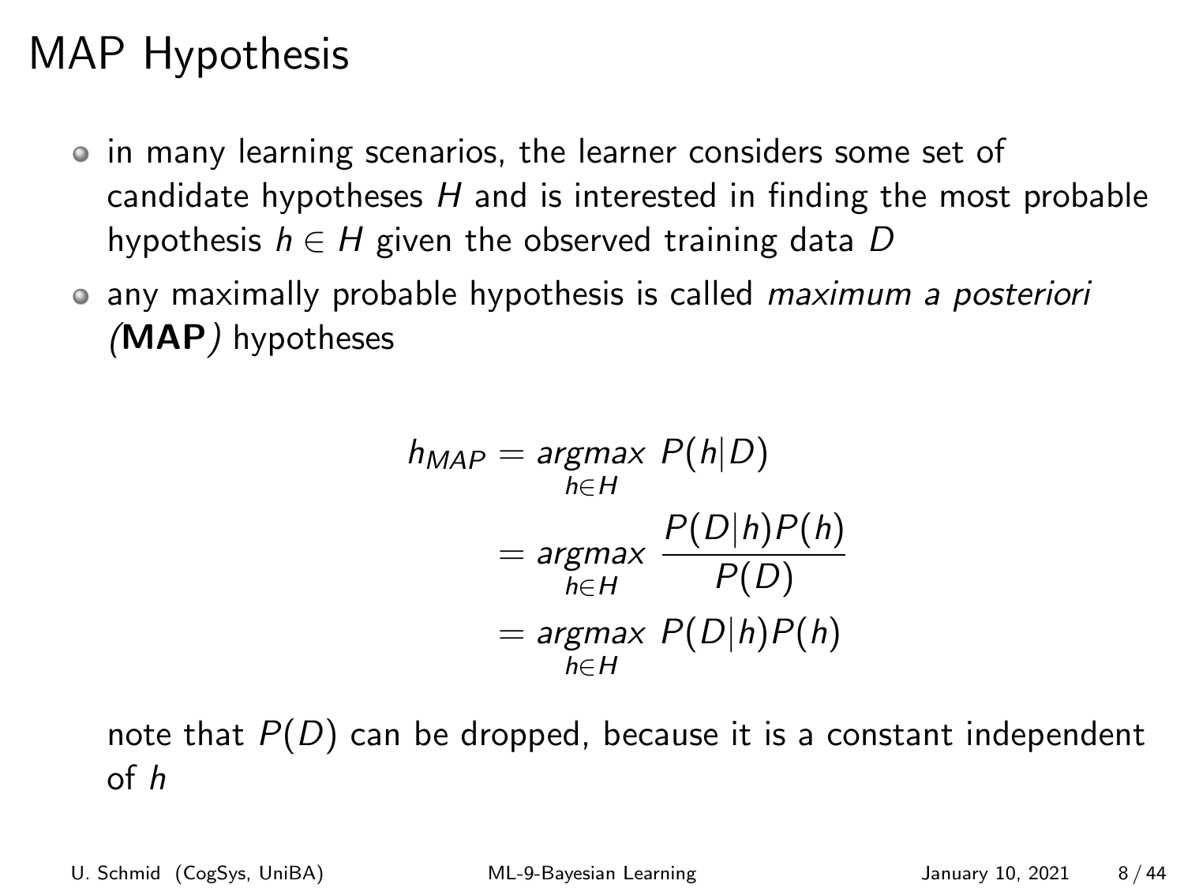# MAP Hypothesis

- in many learning scenarios, the learner considers some set of candidate hypotheses $H$ and is interested in finding the most probable hypothesis $h \in H$ given the observed training data $D$
- any maximally probable hypothesis is called *maximum a posteriori (**MAP**)* hypotheses

$$
\begin{aligned}
h_{MAP} &= \underset{h \in H}{argmax}\ P(h|D) \\
&= \underset{h \in H}{argmax}\ \frac{P(D|h)P(h)}{P(D)} \\
&= \underset{h \in H}{argmax}\ P(D|h)P(h)
\end{aligned}
$$

note that $P(D)$ can be dropped, because it is a constant independent of $h$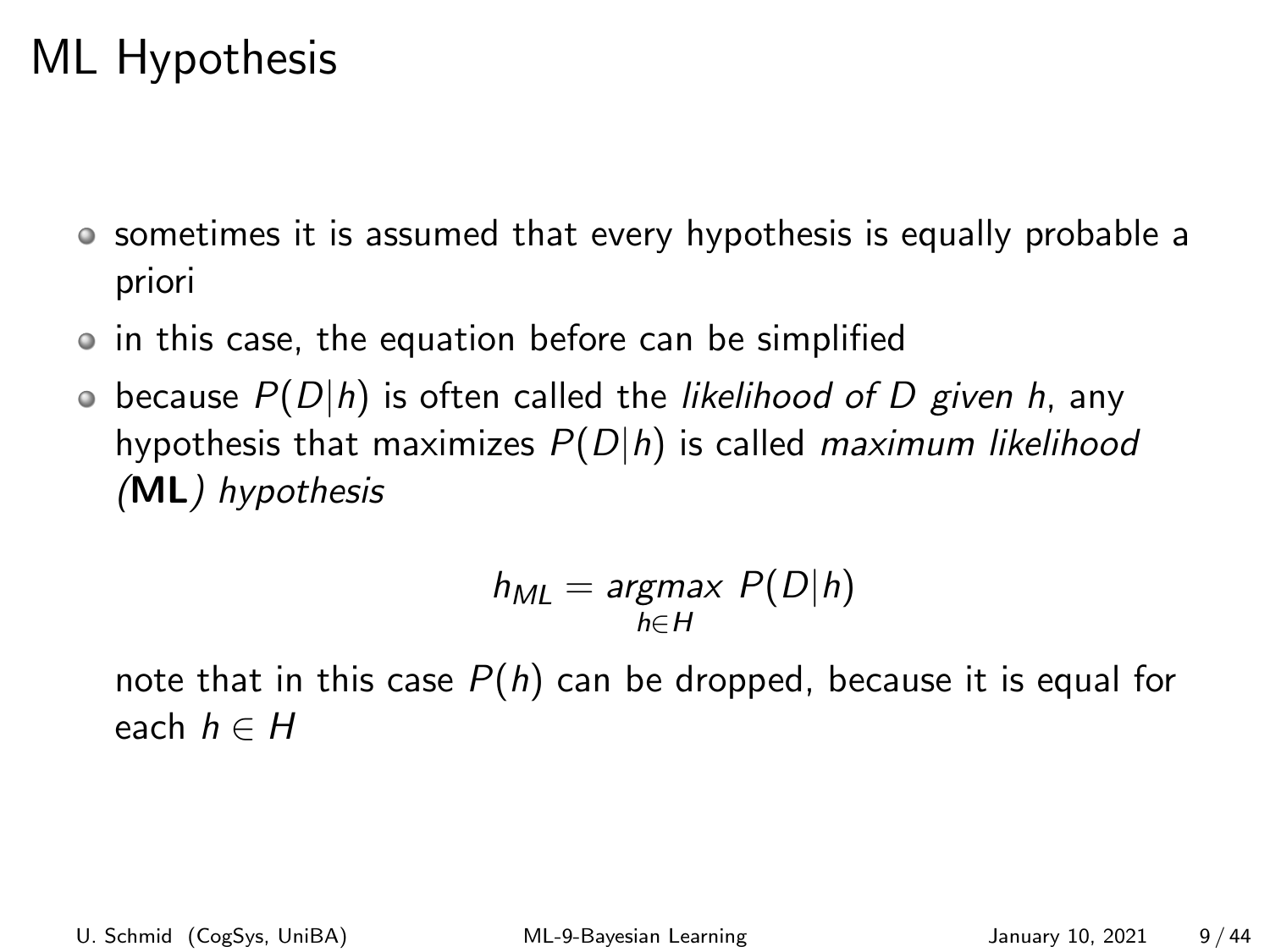# ML Hypothesis

- sometimes it is assumed that every hypothesis is equally probable a priori
- in this case, the equation before can be simplified
- because $P(D|h)$ is often called the *likelihood of D given h*, any hypothesis that maximizes $P(D|h)$ is called *maximum likelihood (**ML**) hypothesis*

  $$h_{ML} = \underset{h \in H}{argmax}\ P(D|h)$$

  note that in this case $P(h)$ can be dropped, because it is equal for each $h \in H$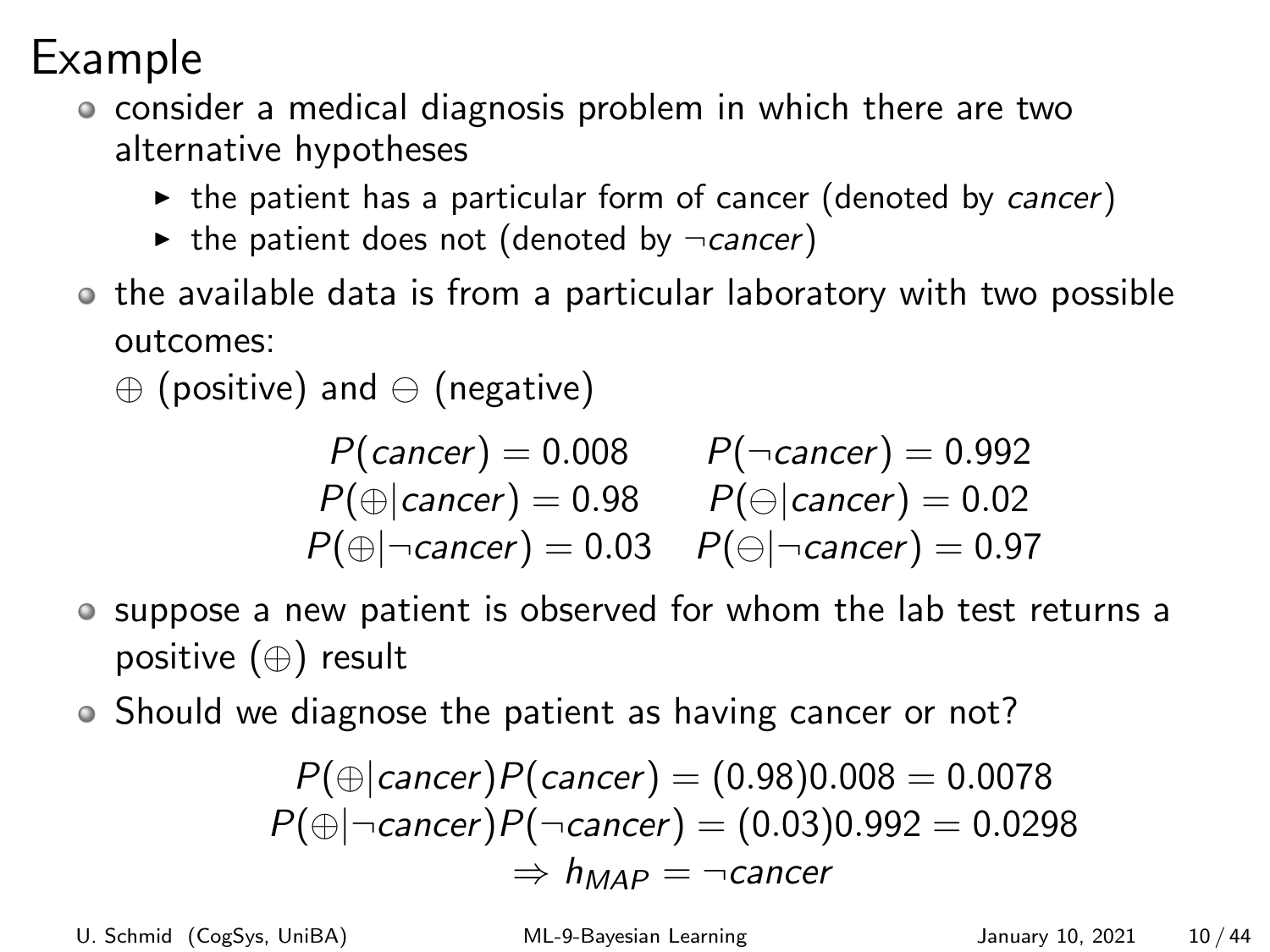# Example

- consider a medical diagnosis problem in which there are two alternative hypotheses
  - the patient has a particular form of cancer (denoted by *cancer*)
  - the patient does not (denoted by $\neg cancer$)
- the available data is from a particular laboratory with two possible outcomes:
  $\oplus$ (positive) and $\ominus$ (negative)

$$
\begin{array}{ll}
P(cancer) = 0.008 & P(\neg cancer) = 0.992 \\
P(\oplus|cancer) = 0.98 & P(\ominus|cancer) = 0.02 \\
P(\oplus|\neg cancer) = 0.03 & P(\ominus|\neg cancer) = 0.97
\end{array}
$$

- suppose a new patient is observed for whom the lab test returns a positive ($\oplus$) result
- Should we diagnose the patient as having cancer or not?

$$
\begin{array}{c}
P(\oplus|cancer)P(cancer) = (0.98)0.008 = 0.0078 \\
P(\oplus|\neg cancer)P(\neg cancer) = (0.03)0.992 = 0.0298 \\
\Rightarrow h_{MAP} = \neg cancer
\end{array}
$$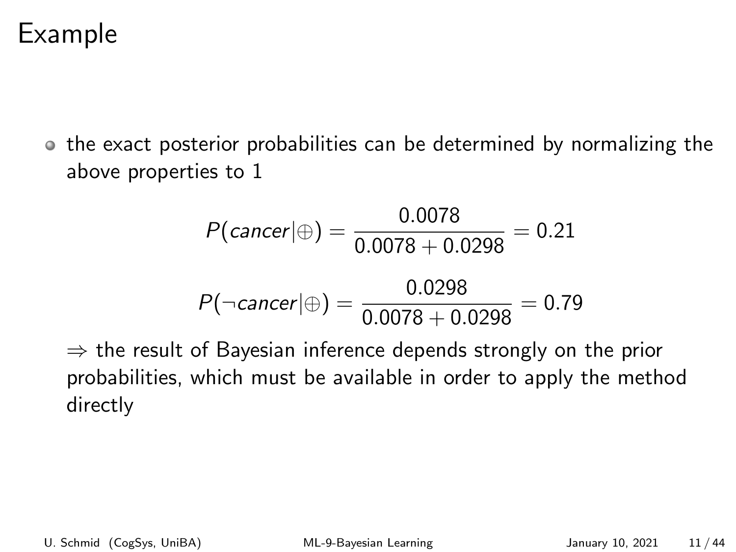# Example

- the exact posterior probabilities can be determined by normalizing the above properties to 1

$$P(cancer|\oplus) = \frac{0.0078}{0.0078 + 0.0298} = 0.21$$

$$P(\neg cancer|\oplus) = \frac{0.0298}{0.0078 + 0.0298} = 0.79$$

$\Rightarrow$ the result of Bayesian inference depends strongly on the prior probabilities, which must be available in order to apply the method directly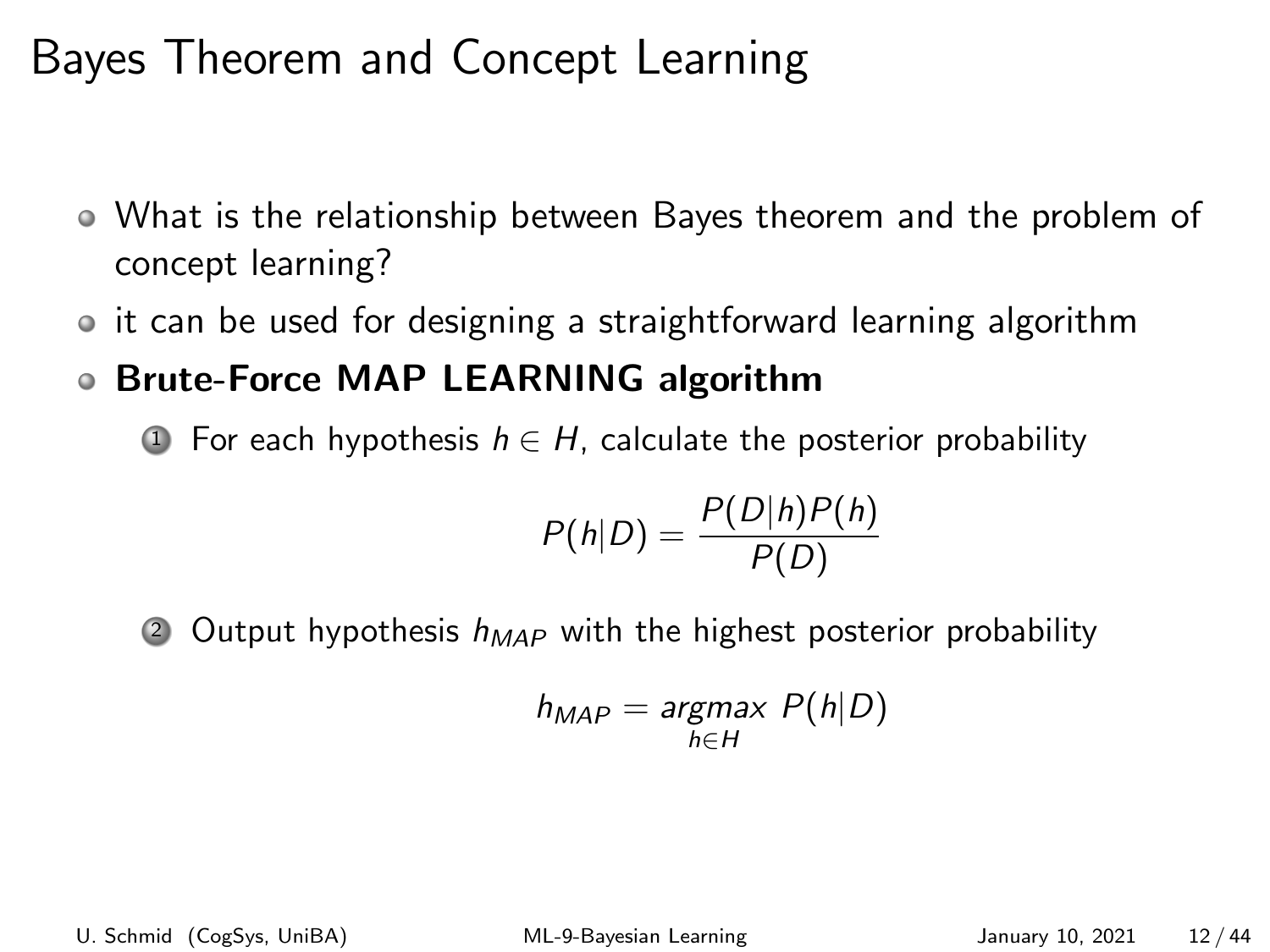# Bayes Theorem and Concept Learning

- What is the relationship between Bayes theorem and the problem of concept learning?
- it can be used for designing a straightforward learning algorithm
- **Brute-Force MAP LEARNING algorithm**
  1. For each hypothesis $h \in H$, calculate the posterior probability

     $$P(h|D) = \frac{P(D|h)P(h)}{P(D)}$$

  2. Output hypothesis $h_{MAP}$ with the highest posterior probability

     $$h_{MAP} = \underset{h \in H}{argmax}\ P(h|D)$$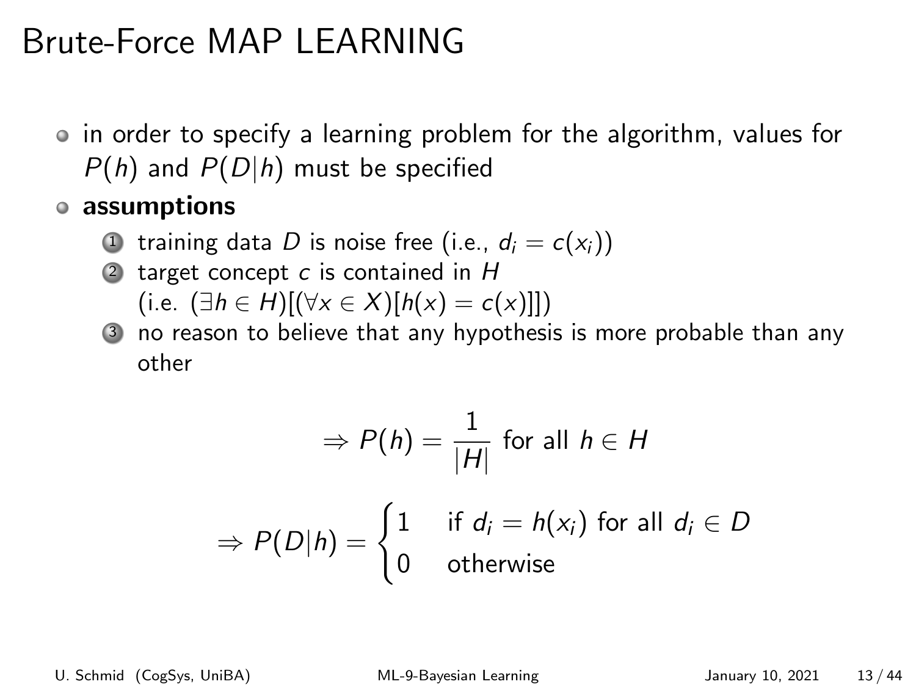# Brute-Force MAP LEARNING

- in order to specify a learning problem for the algorithm, values for $P(h)$ and $P(D|h)$ must be specified
- **assumptions**
  1. training data $D$ is noise free (i.e., $d_i = c(x_i)$)
  2. target concept $c$ is contained in $H$ (i.e. $(\exists h \in H)[(\forall x \in X)[h(x) = c(x)]]$)
  3. no reason to believe that any hypothesis is more probable than any other

$$\Rightarrow P(h) = \frac{1}{|H|} \text{ for all } h \in H$$

$$\Rightarrow P(D|h) = \begin{cases} 1 & \text{if } d_i = h(x_i) \text{ for all } d_i \in D \\ 0 & \text{otherwise} \end{cases}$$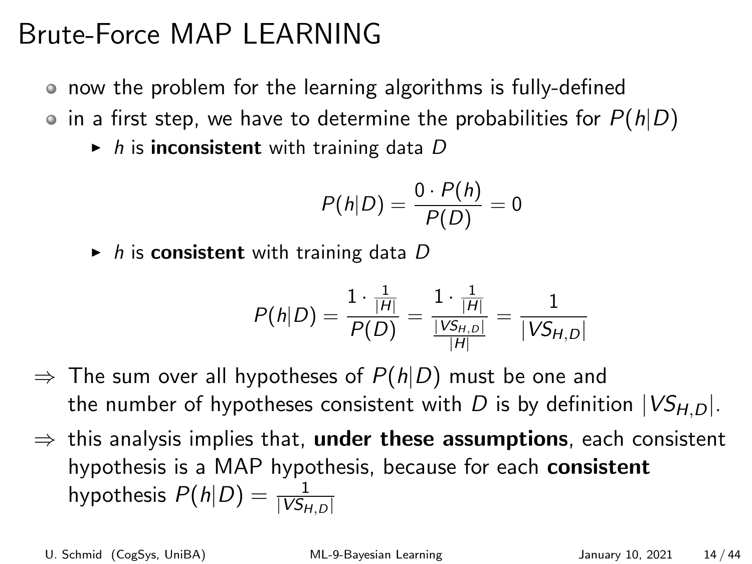# Brute-Force MAP LEARNING

- now the problem for the learning algorithms is fully-defined
- in a first step, we have to determine the probabilities for $P(h|D)$
  - $h$ is **inconsistent** with training data $D$

$$P(h|D) = \frac{0 \cdot P(h)}{P(D)} = 0$$

  - $h$ is **consistent** with training data $D$

$$P(h|D) = \frac{1 \cdot \frac{1}{|H|}}{P(D)} = \frac{1 \cdot \frac{1}{|H|}}{\frac{|VS_{H,D}|}{|H|}} = \frac{1}{|VS_{H,D}|}$$

$\Rightarrow$ The sum over all hypotheses of $P(h|D)$ must be one and the number of hypotheses consistent with $D$ is by definition $|VS_{H,D}|$.

$\Rightarrow$ this analysis implies that, **under these assumptions**, each consistent hypothesis is a MAP hypothesis, because for each **consistent** hypothesis $P(h|D) = \frac{1}{|VS_{H,D}|}$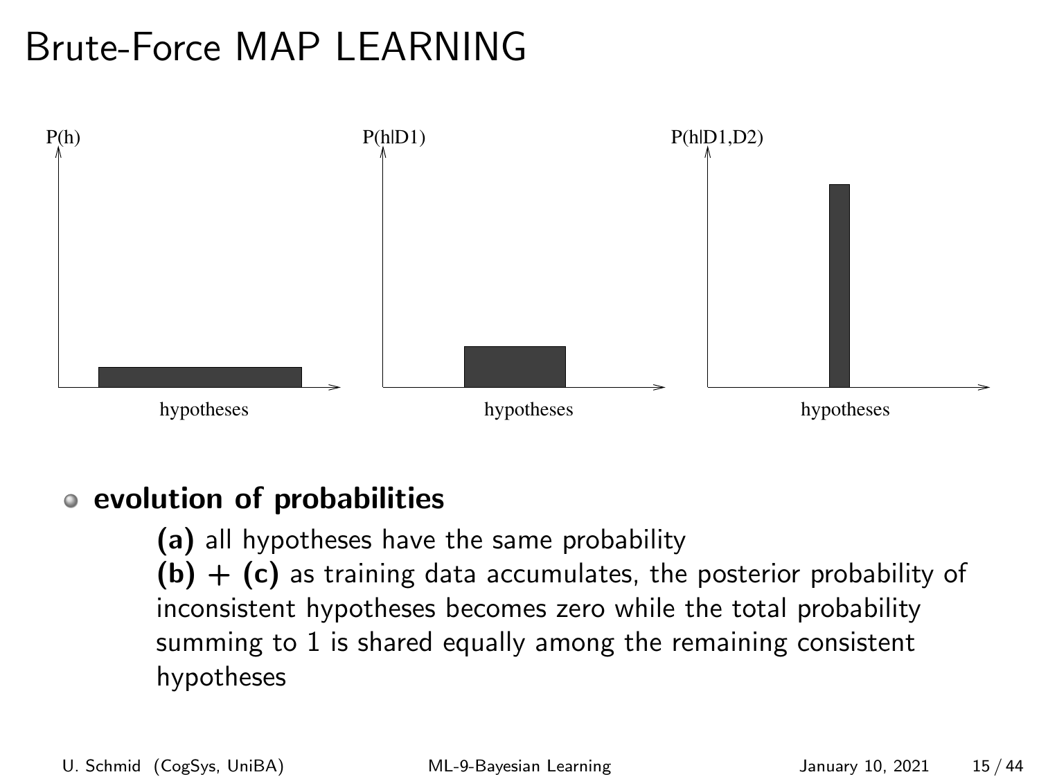# Brute-Force MAP LEARNING

P(h)

hypotheses

P(h|D1)

hypotheses

P(h|D1,D2)

hypotheses

- **evolution of probabilities**

  **(a)** all hypotheses have the same probability
  **(b) + (c)** as training data accumulates, the posterior probability of inconsistent hypotheses becomes zero while the total probability summing to 1 is shared equally among the remaining consistent hypotheses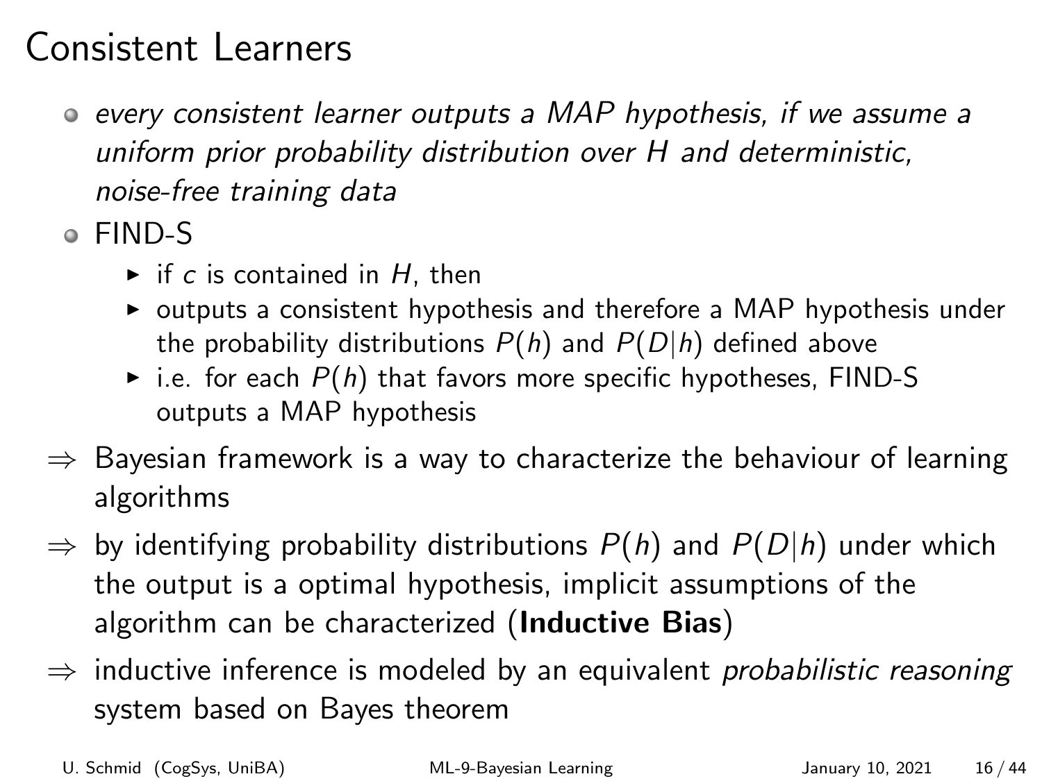# Consistent Learners

- *every consistent learner outputs a MAP hypothesis, if we assume a uniform prior probability distribution over H and deterministic, noise-free training data*
- FIND-S
  - if $c$ is contained in $H$, then
  - outputs a consistent hypothesis and therefore a MAP hypothesis under the probability distributions $P(h)$ and $P(D|h)$ defined above
  - i.e. for each $P(h)$ that favors more specific hypotheses, FIND-S outputs a MAP hypothesis

$\Rightarrow$ Bayesian framework is a way to characterize the behaviour of learning algorithms

$\Rightarrow$ by identifying probability distributions $P(h)$ and $P(D|h)$ under which the output is a optimal hypothesis, implicit assumptions of the algorithm can be characterized (**Inductive Bias**)

$\Rightarrow$ inductive inference is modeled by an equivalent *probabilistic reasoning* system based on Bayes theorem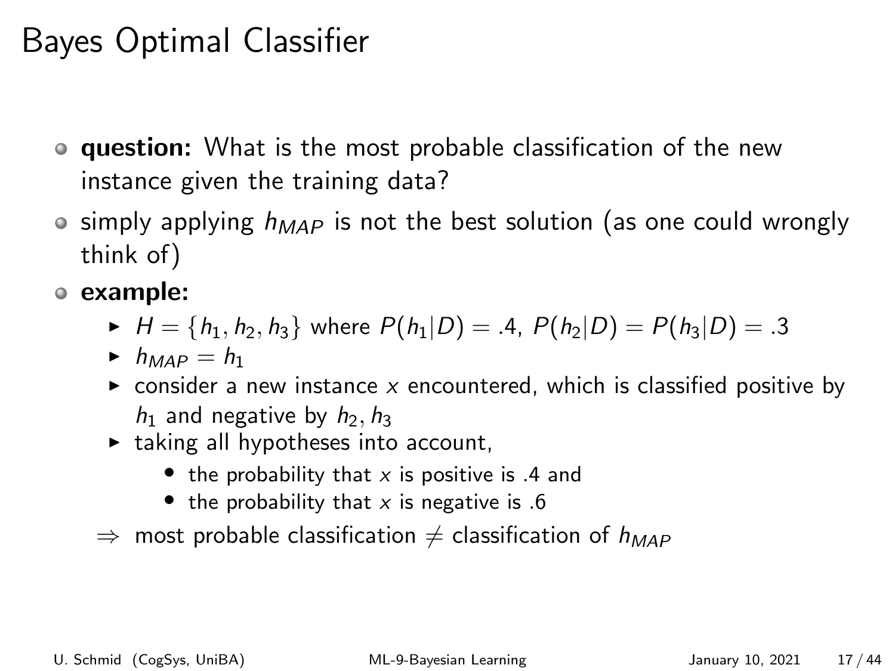# Bayes Optimal Classifier

- **question:** What is the most probable classification of the new instance given the training data?
- simply applying $h_{MAP}$ is not the best solution (as one could wrongly think of)
- **example:**
  - $H = \{h_1, h_2, h_3\}$ where $P(h_1|D) = .4$, $P(h_2|D) = P(h_3|D) = .3$
  - $h_{MAP} = h_1$
  - consider a new instance $x$ encountered, which is classified positive by $h_1$ and negative by $h_2, h_3$
  - taking all hypotheses into account,
    - the probability that $x$ is positive is .4 and
    - the probability that $x$ is negative is .6

  $\Rightarrow$ most probable classification $\neq$ classification of $h_{MAP}$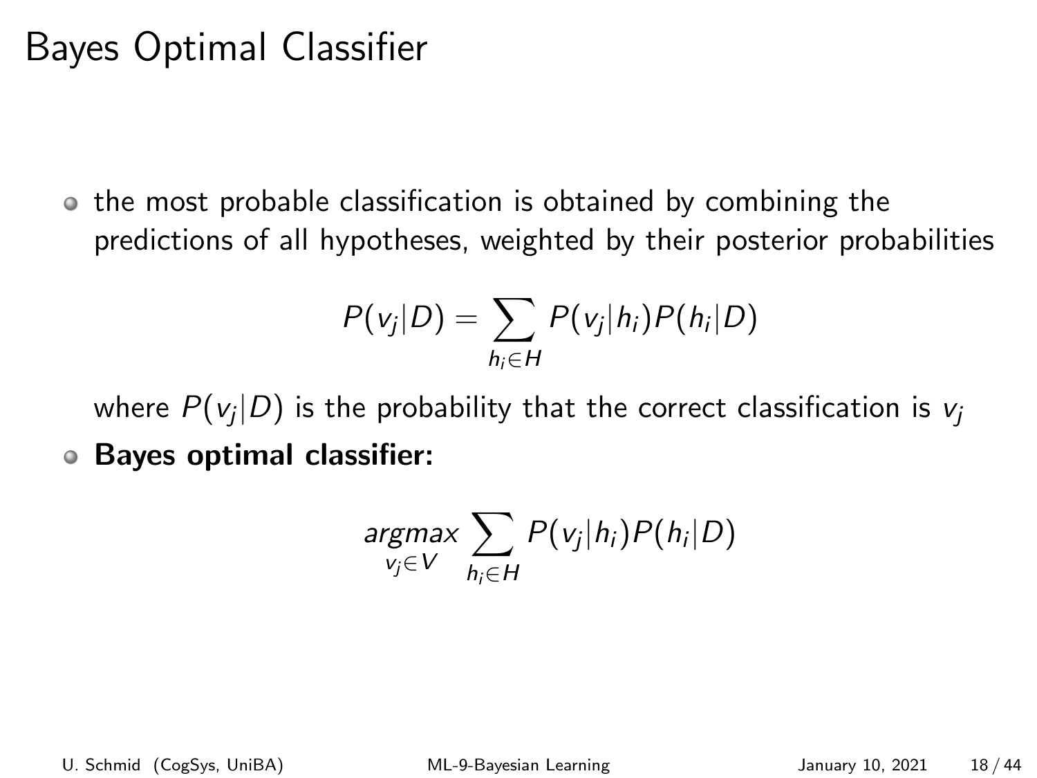# Bayes Optimal Classifier

- the most probable classification is obtained by combining the predictions of all hypotheses, weighted by their posterior probabilities

$$P(v_j|D) = \sum_{h_i \in H} P(v_j|h_i)P(h_i|D)$$

  where $P(v_j|D)$ is the probability that the correct classification is $v_j$

- **Bayes optimal classifier:**

$$\underset{v_j \in V}{argmax} \sum_{h_i \in H} P(v_j|h_i)P(h_i|D)$$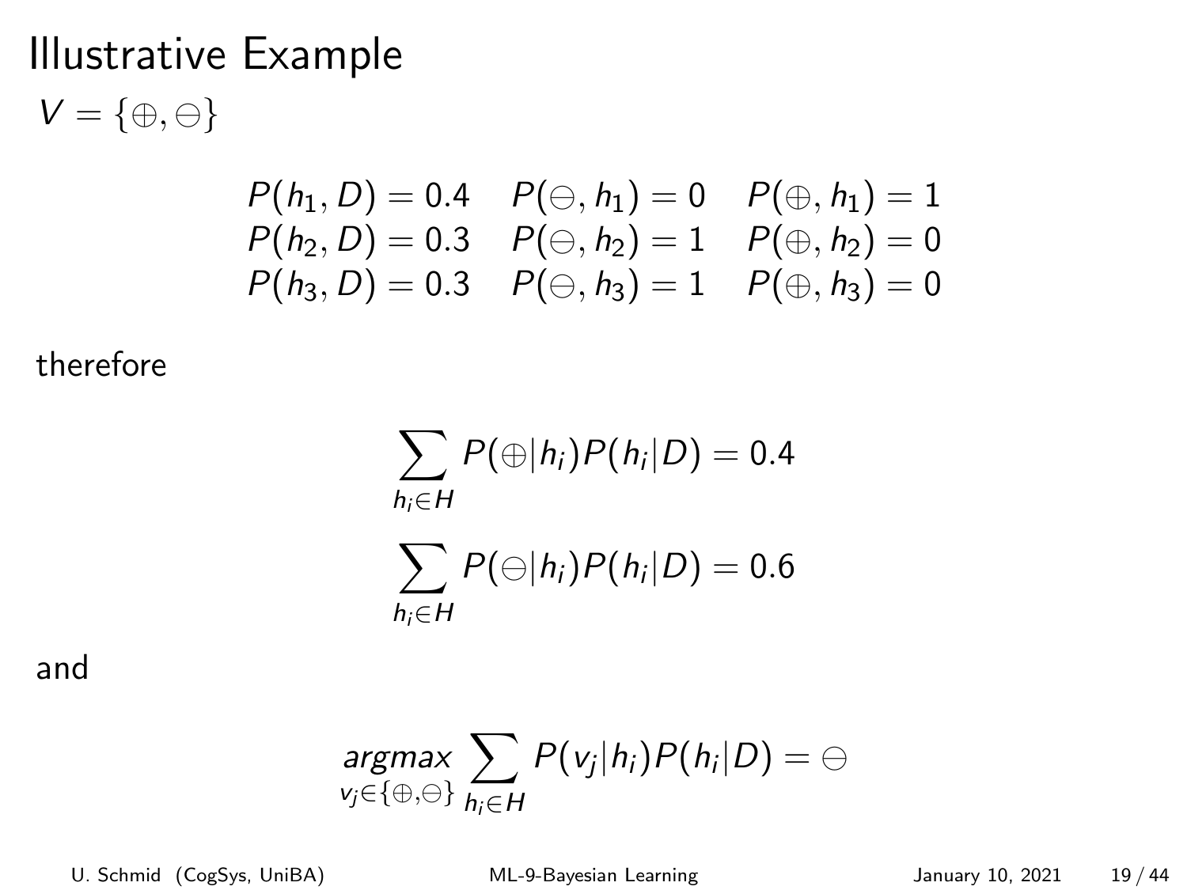# Illustrative Example

$V = \{\oplus, \ominus\}$

$$
\begin{array}{lll}
P(h_1, D) = 0.4 & P(\ominus, h_1) = 0 & P(\oplus, h_1) = 1 \\
P(h_2, D) = 0.3 & P(\ominus, h_2) = 1 & P(\oplus, h_2) = 0 \\
P(h_3, D) = 0.3 & P(\ominus, h_3) = 1 & P(\oplus, h_3) = 0
\end{array}
$$

therefore

$$
\sum_{h_i \in H} P(\oplus | h_i) P(h_i | D) = 0.4
$$

$$
\sum_{h_i \in H} P(\ominus | h_i) P(h_i | D) = 0.6
$$

and

$$
\underset{v_j \in \{\oplus, \ominus\}}{argmax} \sum_{h_i \in H} P(v_j | h_i) P(h_i | D) = \ominus
$$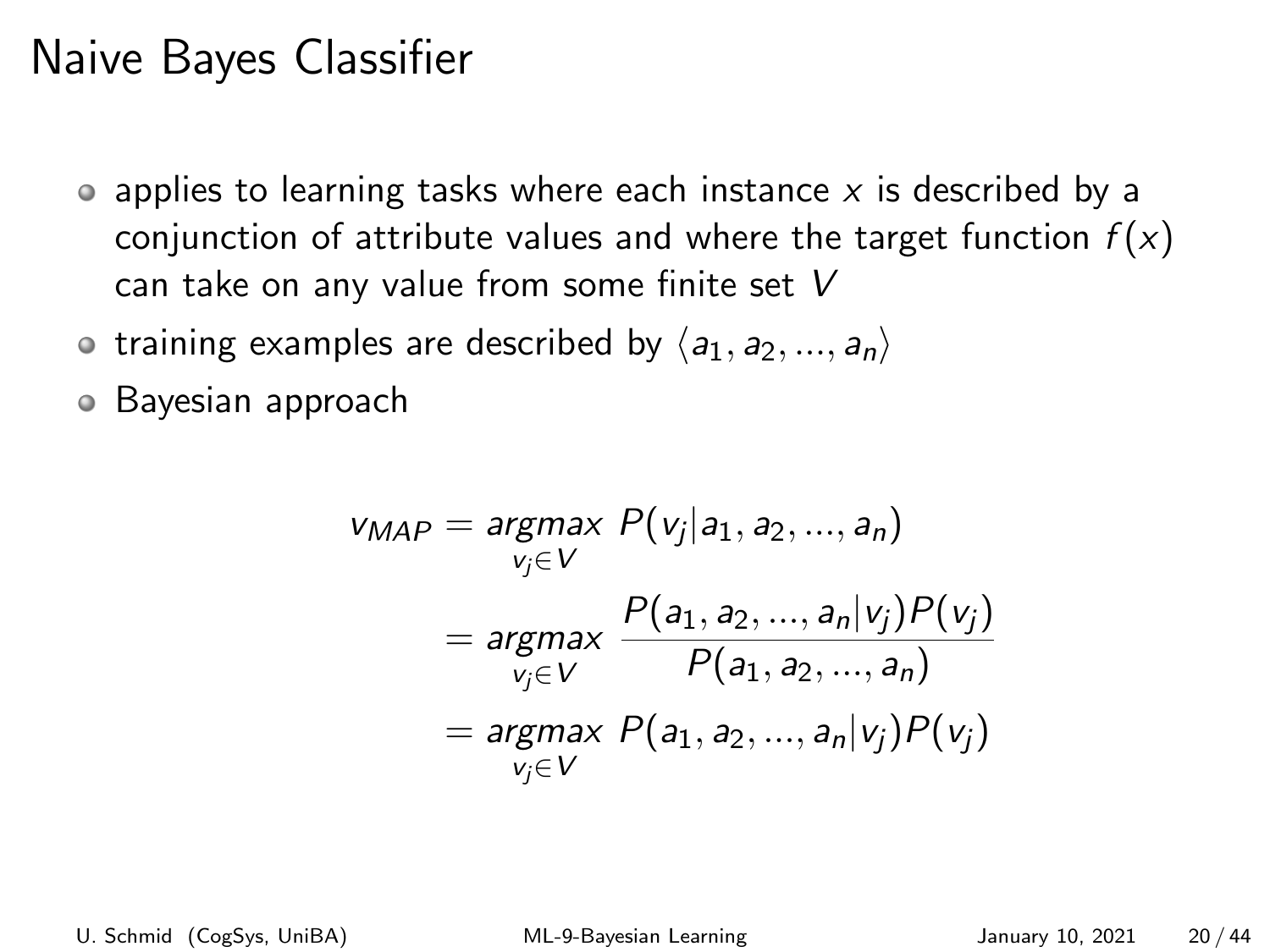# Naive Bayes Classifier

- applies to learning tasks where each instance $x$ is described by a conjunction of attribute values and where the target function $f(x)$ can take on any value from some finite set $V$
- training examples are described by $\langle a_1, a_2, ..., a_n \rangle$
- Bayesian approach

$$
\begin{aligned}
v_{MAP} &= \underset{v_j \in V}{argmax}\ P(v_j | a_1, a_2, ..., a_n) \\
&= \underset{v_j \in V}{argmax}\ \frac{P(a_1, a_2, ..., a_n | v_j) P(v_j)}{P(a_1, a_2, ..., a_n)} \\
&= \underset{v_j \in V}{argmax}\ P(a_1, a_2, ..., a_n | v_j) P(v_j)
\end{aligned}
$$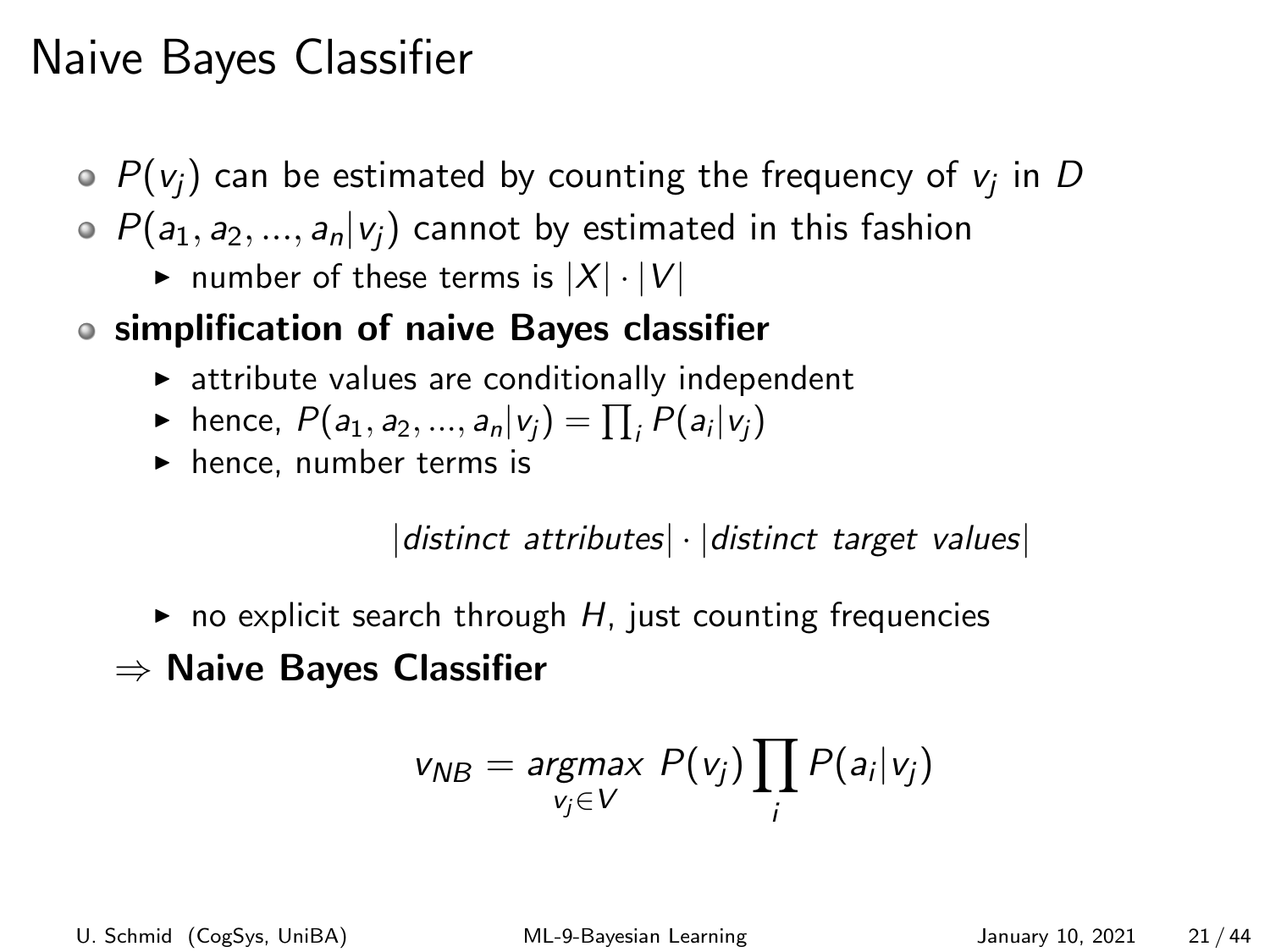# Naive Bayes Classifier

- $P(v_j)$ can be estimated by counting the frequency of $v_j$ in $D$
- $P(a_1, a_2, ..., a_n | v_j)$ cannot by estimated in this fashion
  - number of these terms is $|X| \cdot |V|$
- **simplification of naive Bayes classifier**
  - attribute values are conditionally independent
  - hence, $P(a_1, a_2, ..., a_n | v_j) = \prod_i P(a_i | v_j)$
  - hence, number terms is

$$|distinct\ attributes| \cdot |distinct\ target\ values|$$

  - no explicit search through $H$, just counting frequencies

$\Rightarrow$ **Naive Bayes Classifier**

$$v_{NB} = \underset{v_j \in V}{argmax}\ P(v_j) \prod_i P(a_i | v_j)$$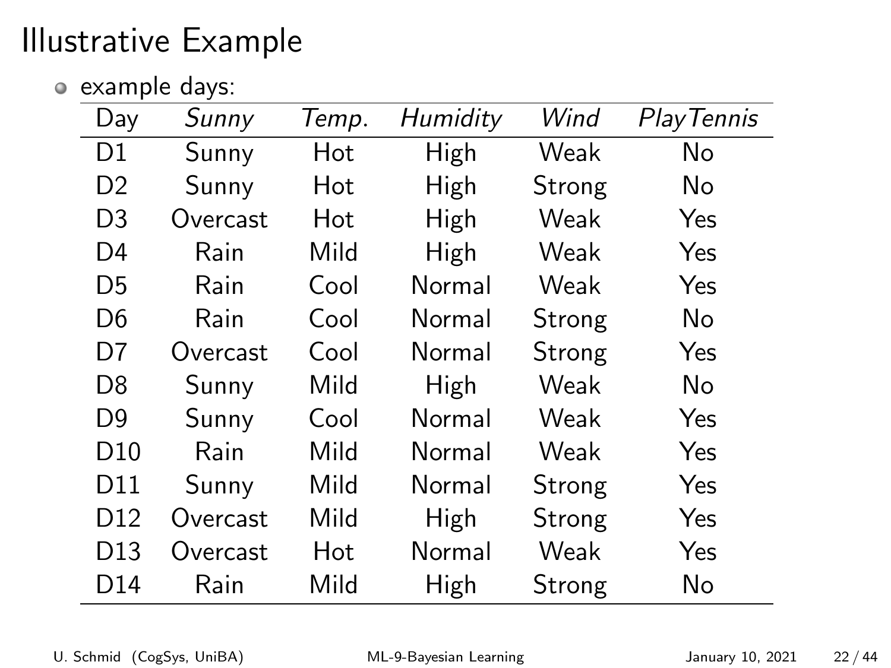# Illustrative Example

- example days:

| Day | *Sunny* | *Temp.* | *Humidity* | *Wind* | *PlayTennis* |
|---|---|---|---|---|---|
| D1 | Sunny | Hot | High | Weak | No |
| D2 | Sunny | Hot | High | Strong | No |
| D3 | Overcast | Hot | High | Weak | Yes |
| D4 | Rain | Mild | High | Weak | Yes |
| D5 | Rain | Cool | Normal | Weak | Yes |
| D6 | Rain | Cool | Normal | Strong | No |
| D7 | Overcast | Cool | Normal | Strong | Yes |
| D8 | Sunny | Mild | High | Weak | No |
| D9 | Sunny | Cool | Normal | Weak | Yes |
| D10 | Rain | Mild | Normal | Weak | Yes |
| D11 | Sunny | Mild | Normal | Strong | Yes |
| D12 | Overcast | Mild | High | Strong | Yes |
| D13 | Overcast | Hot | Normal | Weak | Yes |
| D14 | Rain | Mild | High | Strong | No |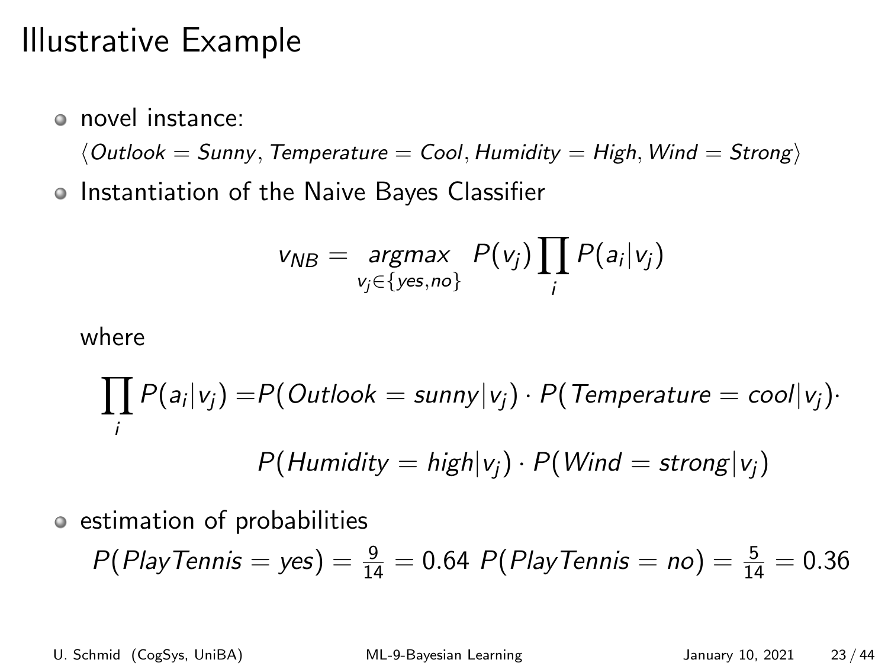# Illustrative Example

- novel instance:

  $\langle Outlook = Sunny, Temperature = Cool, Humidity = High, Wind = Strong \rangle$

- Instantiation of the Naive Bayes Classifier

$$v_{NB} = \underset{v_j \in \{yes, no\}}{argmax} \; P(v_j) \prod_i P(a_i | v_j)$$

  where

$$\prod_i P(a_i|v_j) = P(Outlook = sunny|v_j) \cdot P(Temperature = cool|v_j) \cdot$$
$$P(Humidity = high|v_j) \cdot P(Wind = strong|v_j)$$

- estimation of probabilities

  $P(PlayTennis = yes) = \frac{9}{14} = 0.64$ $P(PlayTennis = no) = \frac{5}{14} = 0.36$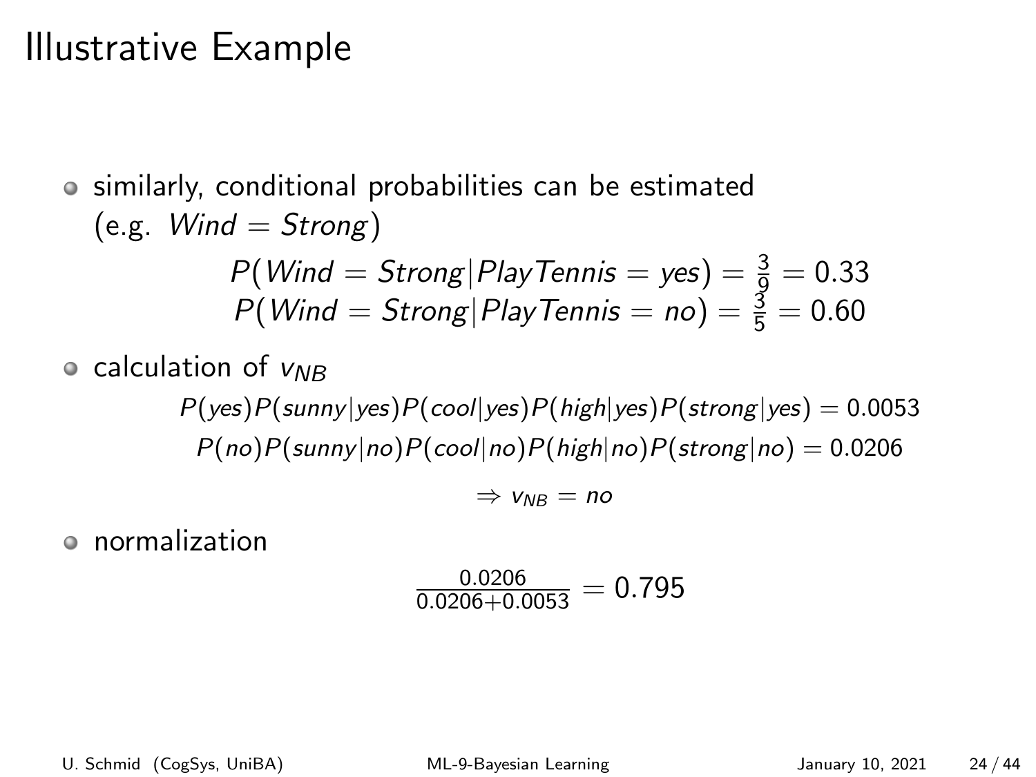# Illustrative Example

- similarly, conditional probabilities can be estimated (e.g. $Wind = Strong$)

$$P(Wind = Strong|PlayTennis = yes) = \frac{3}{9} = 0.33$$
$$P(Wind = Strong|PlayTennis = no) = \frac{3}{5} = 0.60$$

- calculation of $v_{NB}$

$$P(yes)P(sunny|yes)P(cool|yes)P(high|yes)P(strong|yes) = 0.0053$$
$$P(no)P(sunny|no)P(cool|no)P(high|no)P(strong|no) = 0.0206$$

$$\Rightarrow v_{NB} = no$$

- normalization

$$\frac{0.0206}{0.0206 + 0.0053} = 0.795$$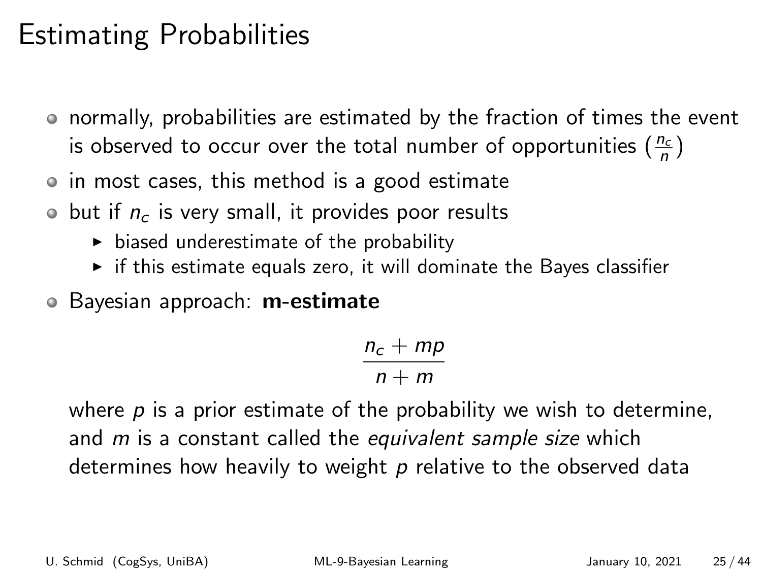# Estimating Probabilities

- normally, probabilities are estimated by the fraction of times the event is observed to occur over the total number of opportunities ($\frac{n_c}{n}$)
- in most cases, this method is a good estimate
- but if $n_c$ is very small, it provides poor results
  - biased underestimate of the probability
  - if this estimate equals zero, it will dominate the Bayes classifier
- Bayesian approach: **m-estimate**

$$\frac{n_c + mp}{n + m}$$

  where $p$ is a prior estimate of the probability we wish to determine, and $m$ is a constant called the *equivalent sample size* which determines how heavily to weight $p$ relative to the observed data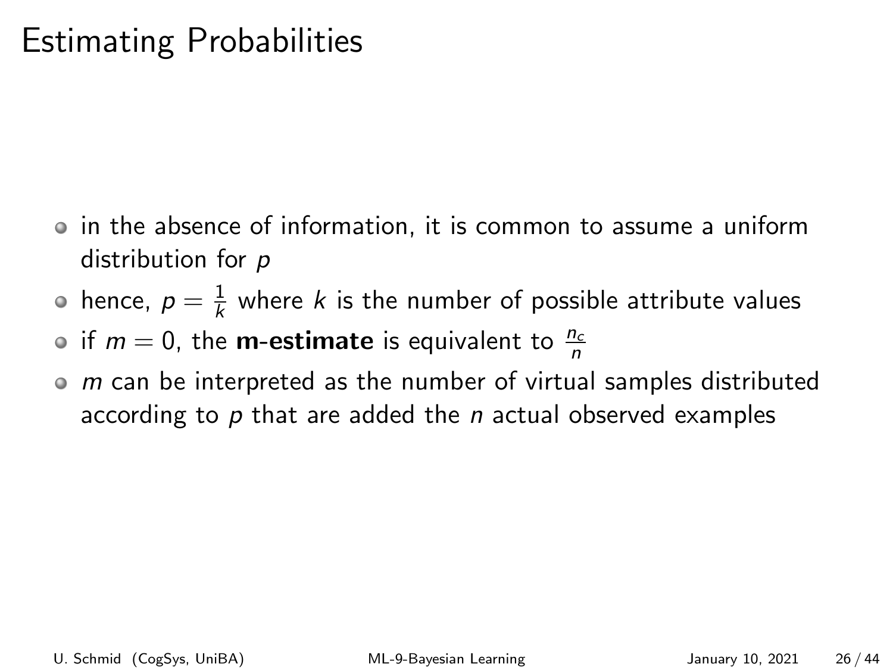# Estimating Probabilities

- in the absence of information, it is common to assume a uniform distribution for $p$
- hence, $p = \frac{1}{k}$ where $k$ is the number of possible attribute values
- if $m = 0$, the **m-estimate** is equivalent to $\frac{n_c}{n}$
- $m$ can be interpreted as the number of virtual samples distributed according to $p$ that are added the $n$ actual observed examples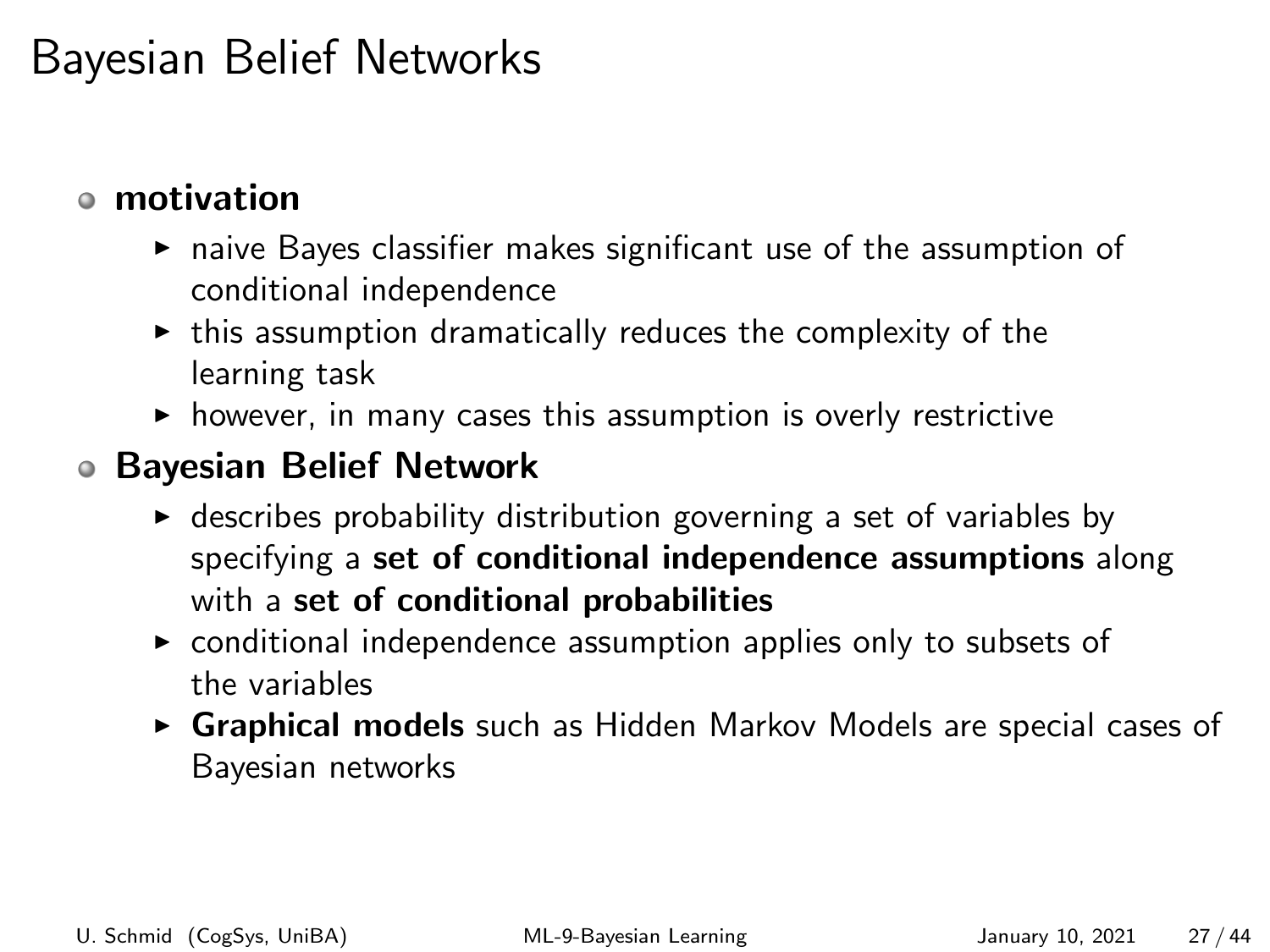# Bayesian Belief Networks

- **motivation**
  - naive Bayes classifier makes significant use of the assumption of conditional independence
  - this assumption dramatically reduces the complexity of the learning task
  - however, in many cases this assumption is overly restrictive
- **Bayesian Belief Network**
  - describes probability distribution governing a set of variables by specifying a **set of conditional independence assumptions** along with a **set of conditional probabilities**
  - conditional independence assumption applies only to subsets of the variables
  - **Graphical models** such as Hidden Markov Models are special cases of Bayesian networks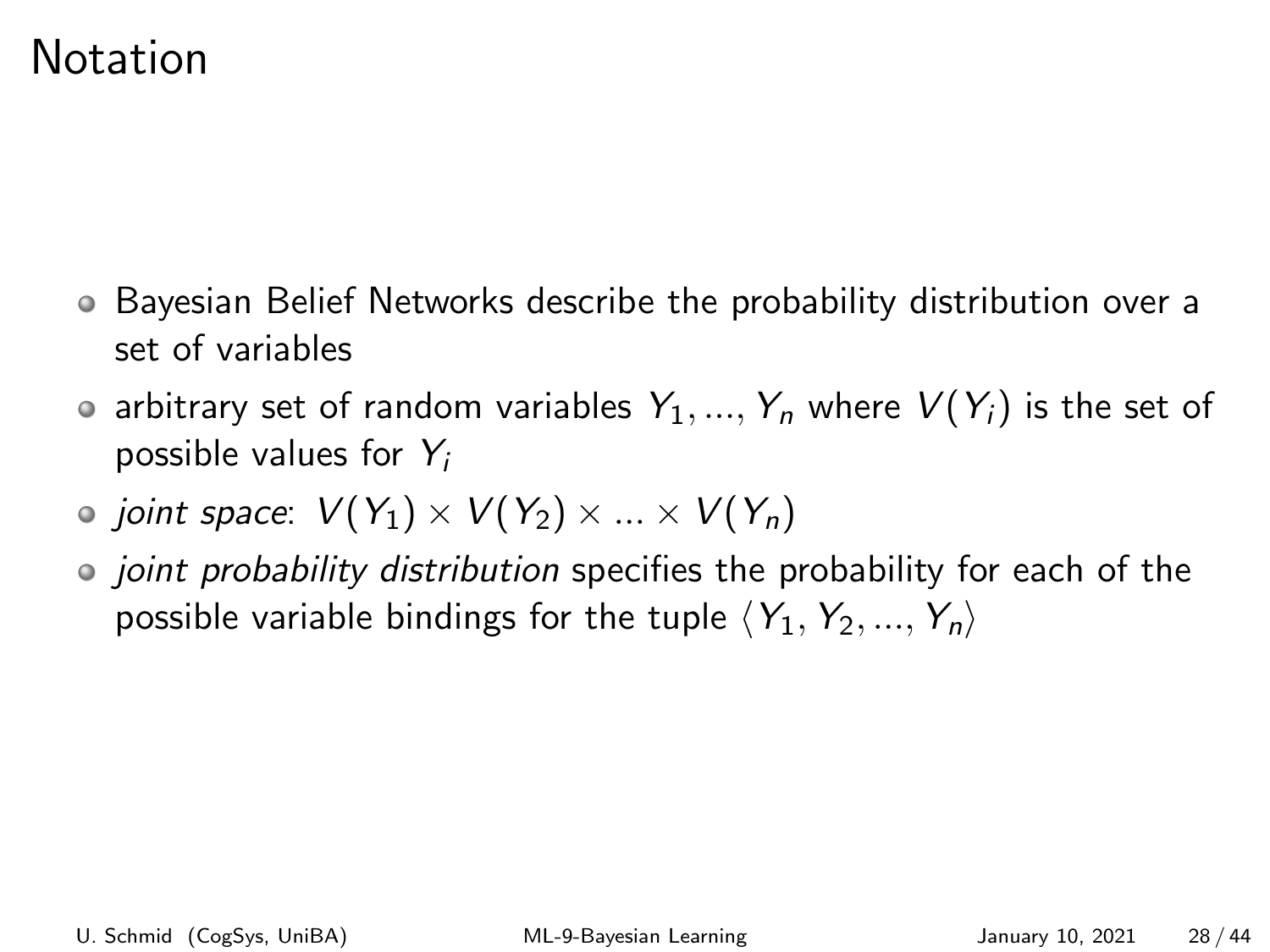# Notation

- Bayesian Belief Networks describe the probability distribution over a set of variables
- arbitrary set of random variables $Y_1, ..., Y_n$ where $V(Y_i)$ is the set of possible values for $Y_i$
- *joint space*: $V(Y_1) \times V(Y_2) \times ... \times V(Y_n)$
- *joint probability distribution* specifies the probability for each of the possible variable bindings for the tuple $\langle Y_1, Y_2, ..., Y_n \rangle$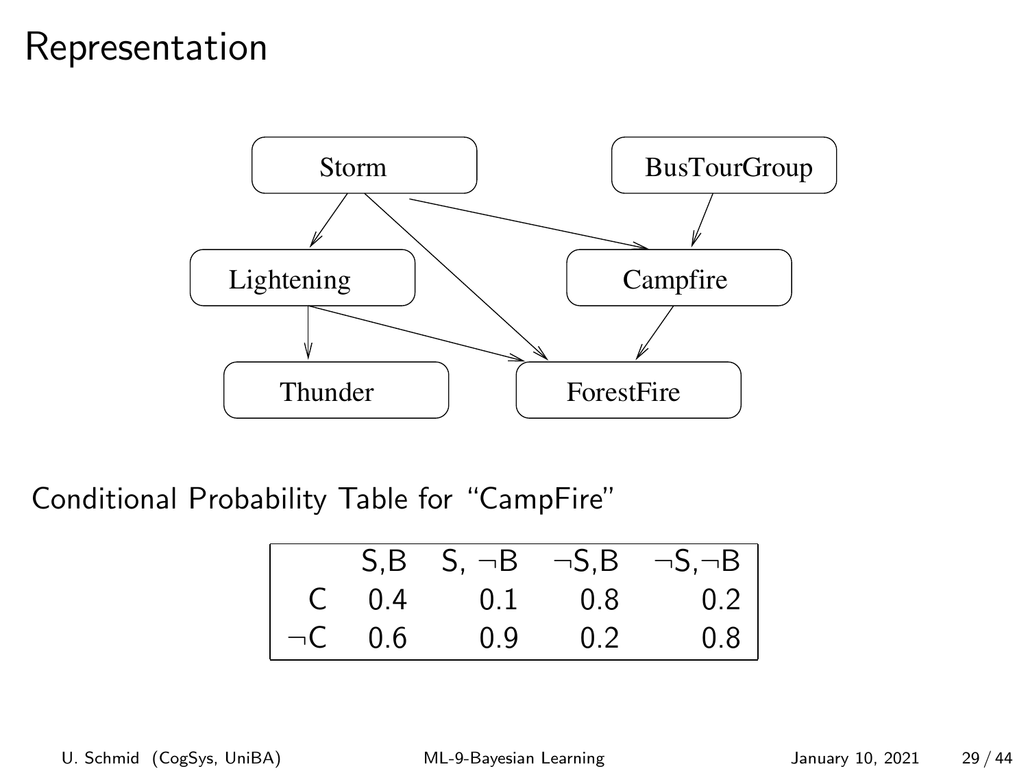# Representation

Storm

BusTourGroup

Lightening

Campfire

Thunder

ForestFire

Conditional Probability Table for "CampFire"

| | S,B | S, ¬B | ¬S,B | ¬S,¬B |
|---|---|---|---|---|
| C | 0.4 | 0.1 | 0.8 | 0.2 |
| ¬C | 0.6 | 0.9 | 0.2 | 0.8 |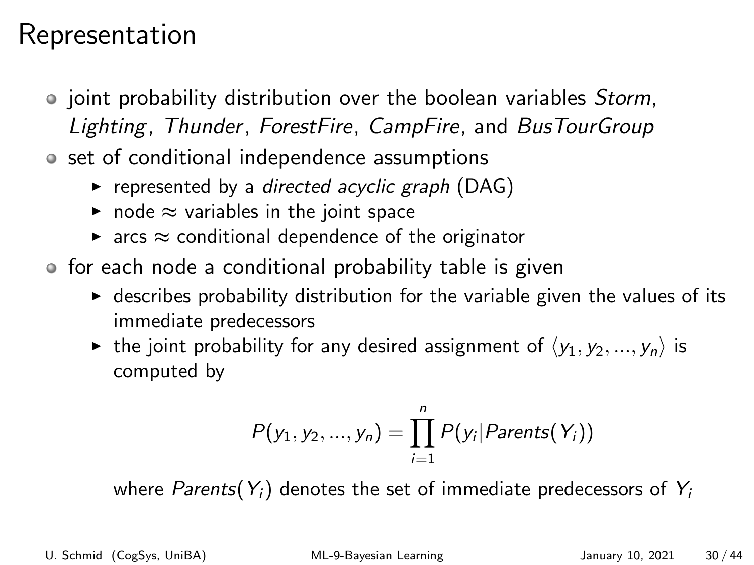# Representation

- joint probability distribution over the boolean variables *Storm*, *Lighting*, *Thunder*, *ForestFire*, *CampFire*, and *BusTourGroup*
- set of conditional independence assumptions
  - represented by a *directed acyclic graph* (DAG)
  - node $\approx$ variables in the joint space
  - arcs $\approx$ conditional dependence of the originator
- for each node a conditional probability table is given
  - describes probability distribution for the variable given the values of its immediate predecessors
  - the joint probability for any desired assignment of $\langle y_1, y_2, ..., y_n \rangle$ is computed by

$$P(y_1, y_2, ..., y_n) = \prod_{i=1}^{n} P(y_i | Parents(Y_i))$$

    where $Parents(Y_i)$ denotes the set of immediate predecessors of $Y_i$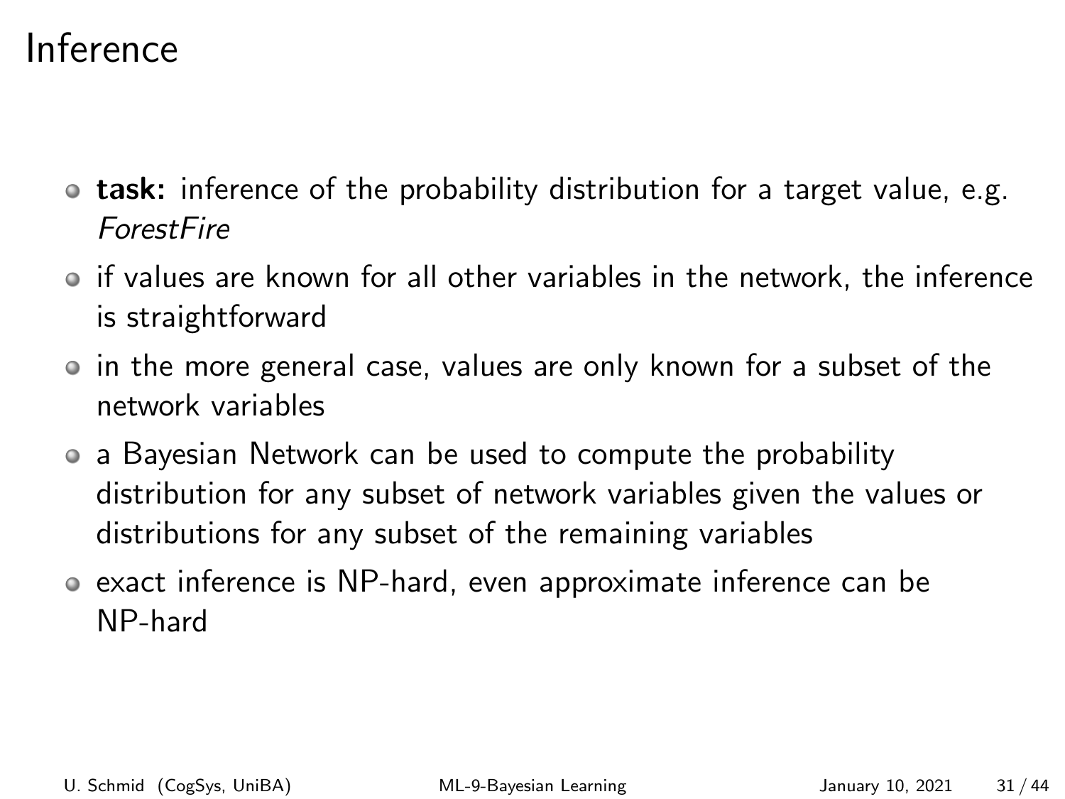# Inference

- **task:** inference of the probability distribution for a target value, e.g. *ForestFire*
- if values are known for all other variables in the network, the inference is straightforward
- in the more general case, values are only known for a subset of the network variables
- a Bayesian Network can be used to compute the probability distribution for any subset of network variables given the values or distributions for any subset of the remaining variables
- exact inference is NP-hard, even approximate inference can be NP-hard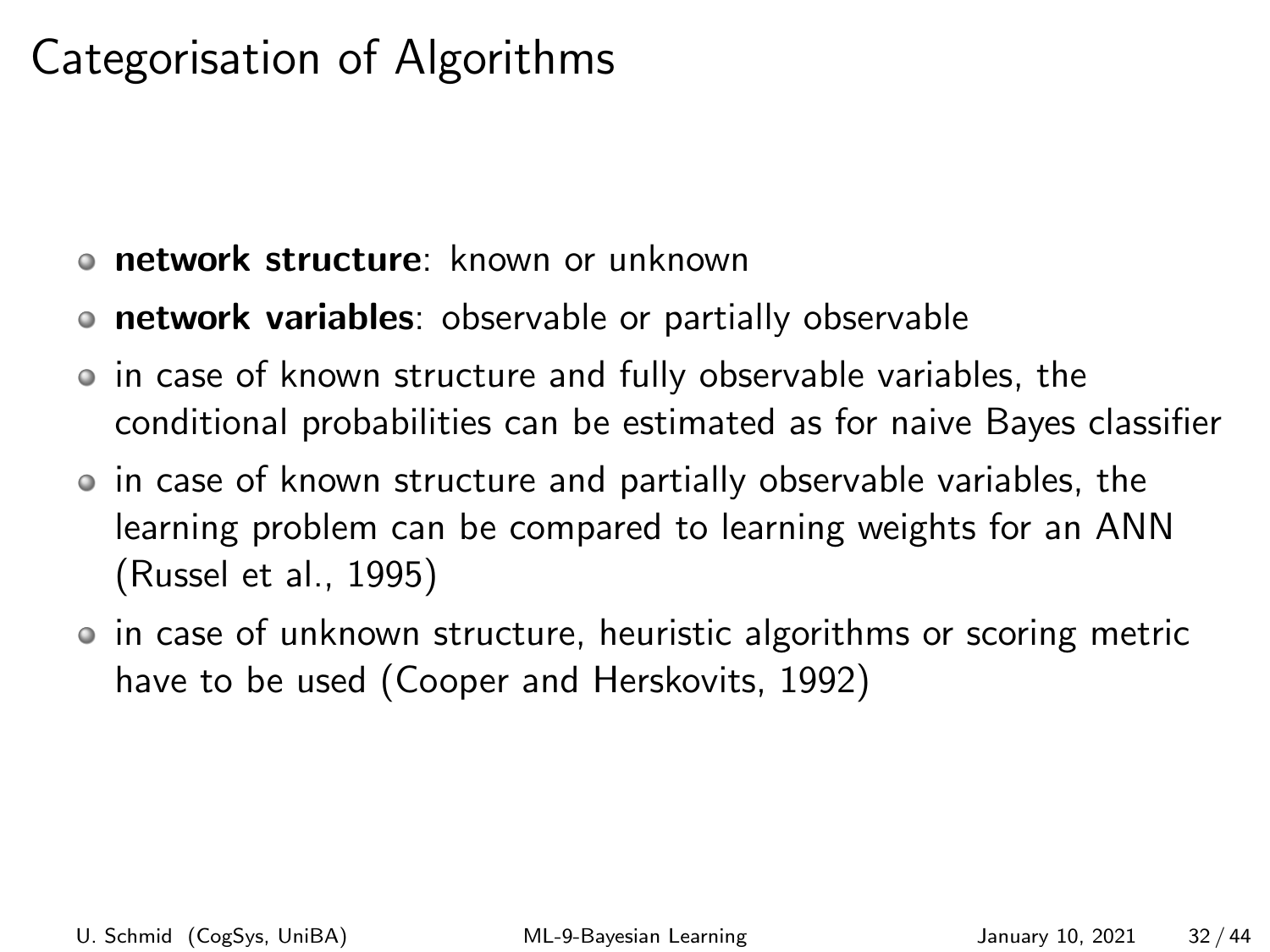# Categorisation of Algorithms

- **network structure**: known or unknown
- **network variables**: observable or partially observable
- in case of known structure and fully observable variables, the conditional probabilities can be estimated as for naive Bayes classifier
- in case of known structure and partially observable variables, the learning problem can be compared to learning weights for an ANN (Russel et al., 1995)
- in case of unknown structure, heuristic algorithms or scoring metric have to be used (Cooper and Herskovits, 1992)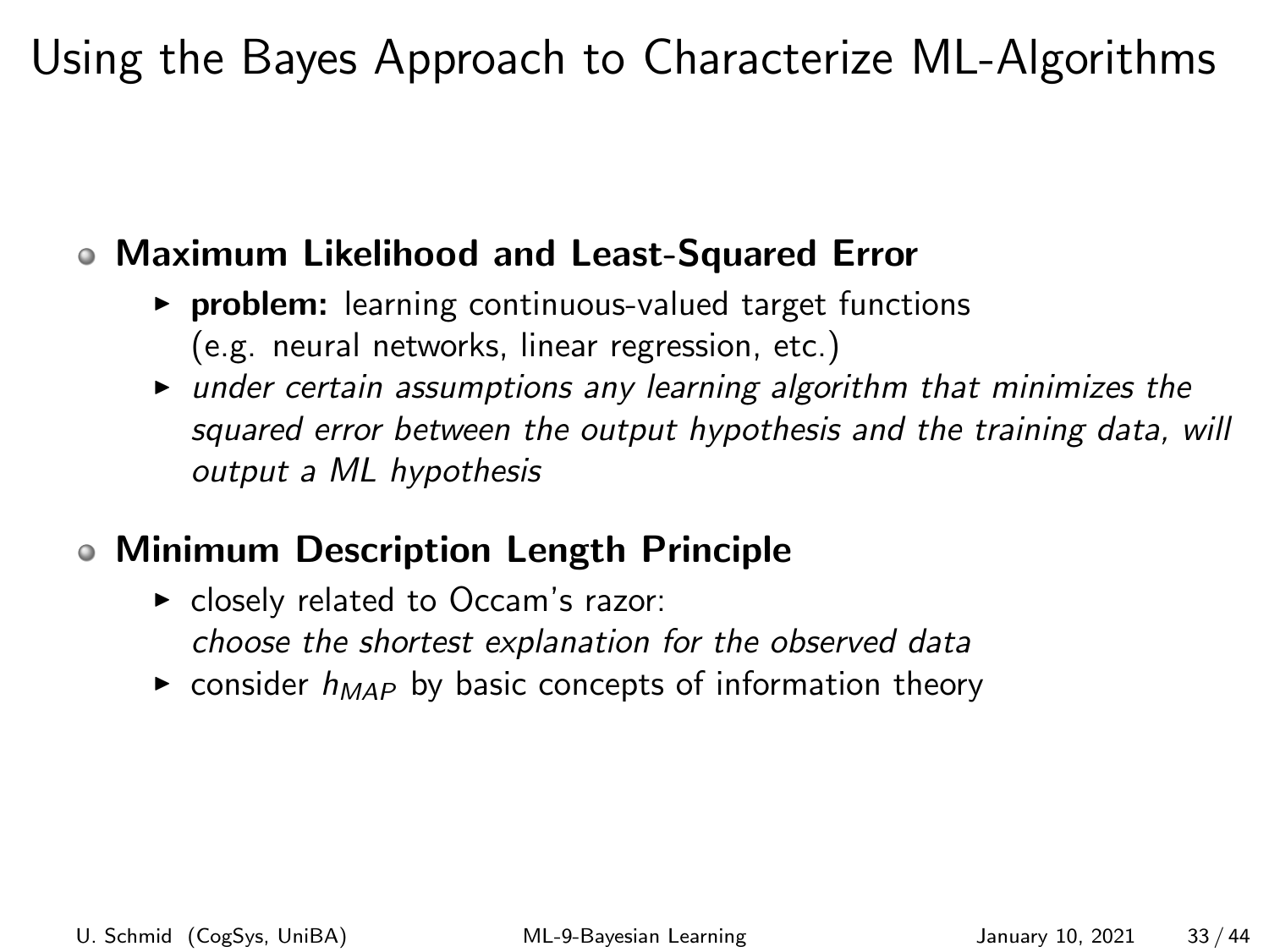# Using the Bayes Approach to Characterize ML-Algorithms

- **Maximum Likelihood and Least-Squared Error**
  - **problem:** learning continuous-valued target functions (e.g. neural networks, linear regression, etc.)
  - *under certain assumptions any learning algorithm that minimizes the squared error between the output hypothesis and the training data, will output a ML hypothesis*
- **Minimum Description Length Principle**
  - closely related to Occam's razor: *choose the shortest explanation for the observed data*
  - consider $h_{MAP}$ by basic concepts of information theory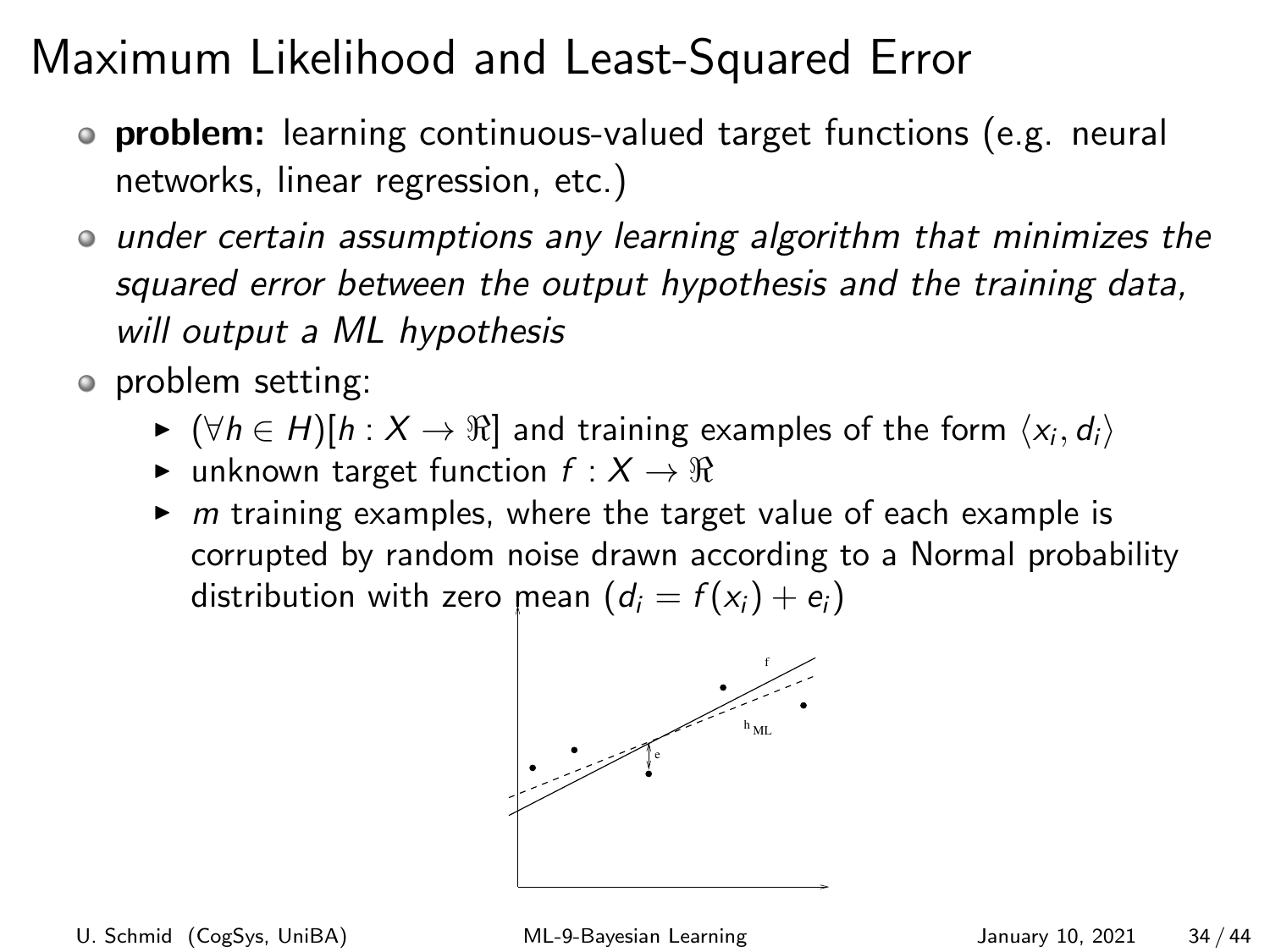# Maximum Likelihood and Least-Squared Error

- **problem:** learning continuous-valued target functions (e.g. neural networks, linear regression, etc.)
- *under certain assumptions any learning algorithm that minimizes the squared error between the output hypothesis and the training data, will output a ML hypothesis*
- problem setting:
  - $(\forall h \in H)[h : X \to \Re]$ and training examples of the form $\langle x_i, d_i \rangle$
  - unknown target function $f : X \to \Re$
  - $m$ training examples, where the target value of each example is corrupted by random noise drawn according to a Normal probability distribution with zero mean ($d_i = f(x_i) + e_i$)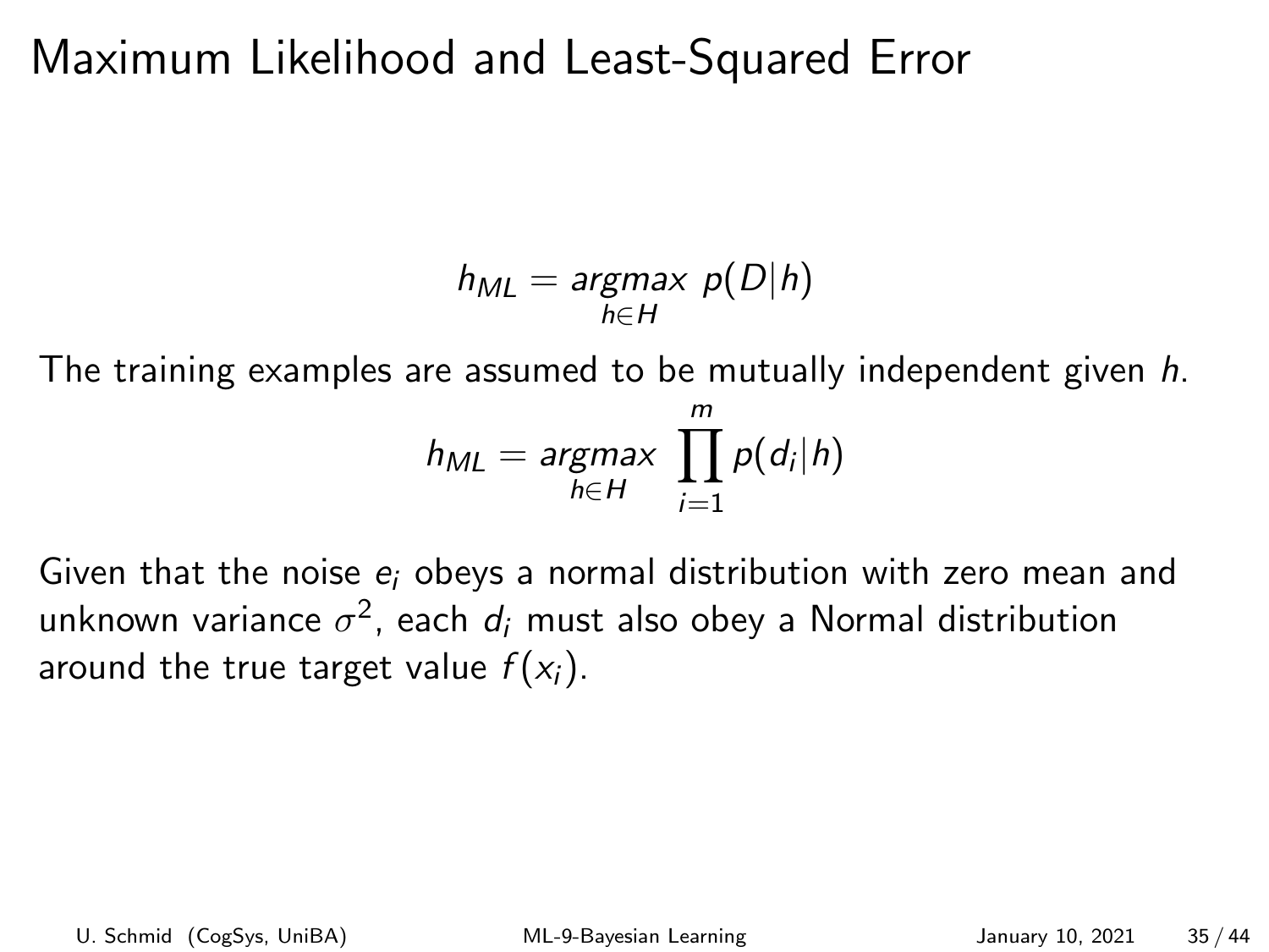# Maximum Likelihood and Least-Squared Error

$$h_{ML} = \underset{h \in H}{argmax} \; p(D|h)$$

The training examples are assumed to be mutually independent given $h$.

$$h_{ML} = \underset{h \in H}{argmax} \; \prod_{i=1}^{m} p(d_i|h)$$

Given that the noise $e_i$ obeys a normal distribution with zero mean and unknown variance $\sigma^2$, each $d_i$ must also obey a Normal distribution around the true target value $f(x_i)$.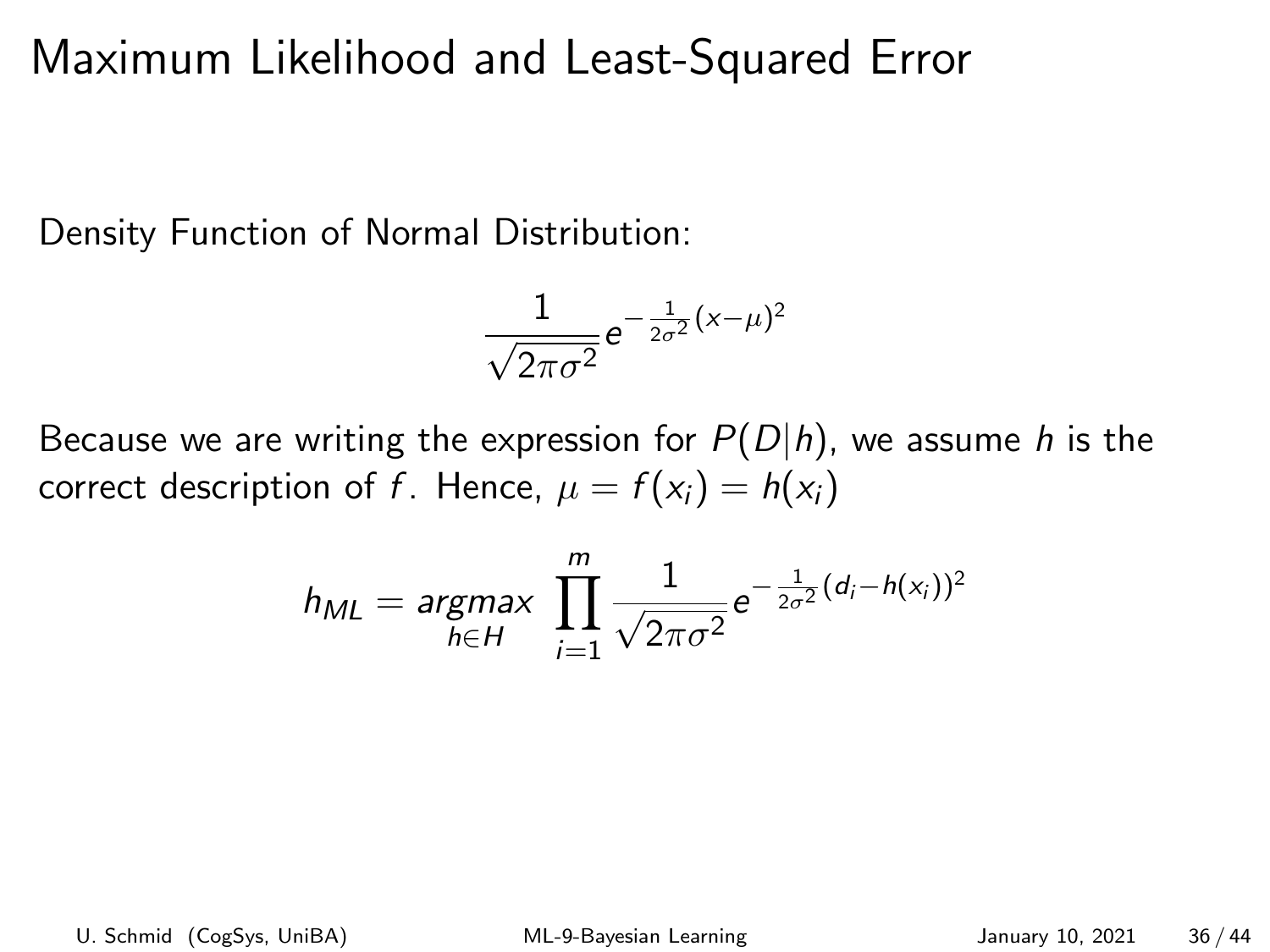# Maximum Likelihood and Least-Squared Error

Density Function of Normal Distribution:

$$\frac{1}{\sqrt{2\pi\sigma^2}} e^{-\frac{1}{2\sigma^2}(x-\mu)^2}$$

Because we are writing the expression for $P(D|h)$, we assume $h$ is the correct description of $f$. Hence, $\mu = f(x_i) = h(x_i)$

$$h_{ML} = \underset{h \in H}{argmax} \prod_{i=1}^{m} \frac{1}{\sqrt{2\pi\sigma^2}} e^{-\frac{1}{2\sigma^2}(d_i - h(x_i))^2}$$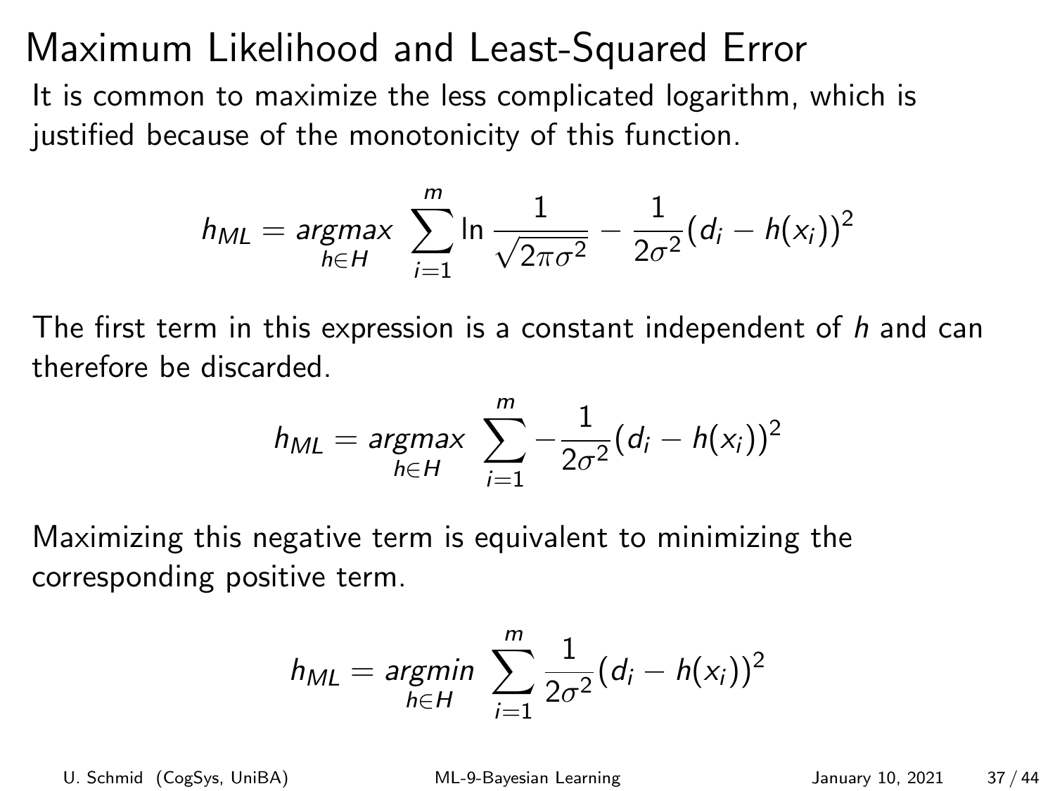# Maximum Likelihood and Least-Squared Error

It is common to maximize the less complicated logarithm, which is justified because of the monotonicity of this function.

$$h_{ML} = \underset{h \in H}{argmax} \sum_{i=1}^{m} \ln \frac{1}{\sqrt{2\pi\sigma^2}} - \frac{1}{2\sigma^2}(d_i - h(x_i))^2$$

The first term in this expression is a constant independent of $h$ and can therefore be discarded.

$$h_{ML} = \underset{h \in H}{argmax} \sum_{i=1}^{m} -\frac{1}{2\sigma^2}(d_i - h(x_i))^2$$

Maximizing this negative term is equivalent to minimizing the corresponding positive term.

$$h_{ML} = \underset{h \in H}{argmin} \sum_{i=1}^{m} \frac{1}{2\sigma^2}(d_i - h(x_i))^2$$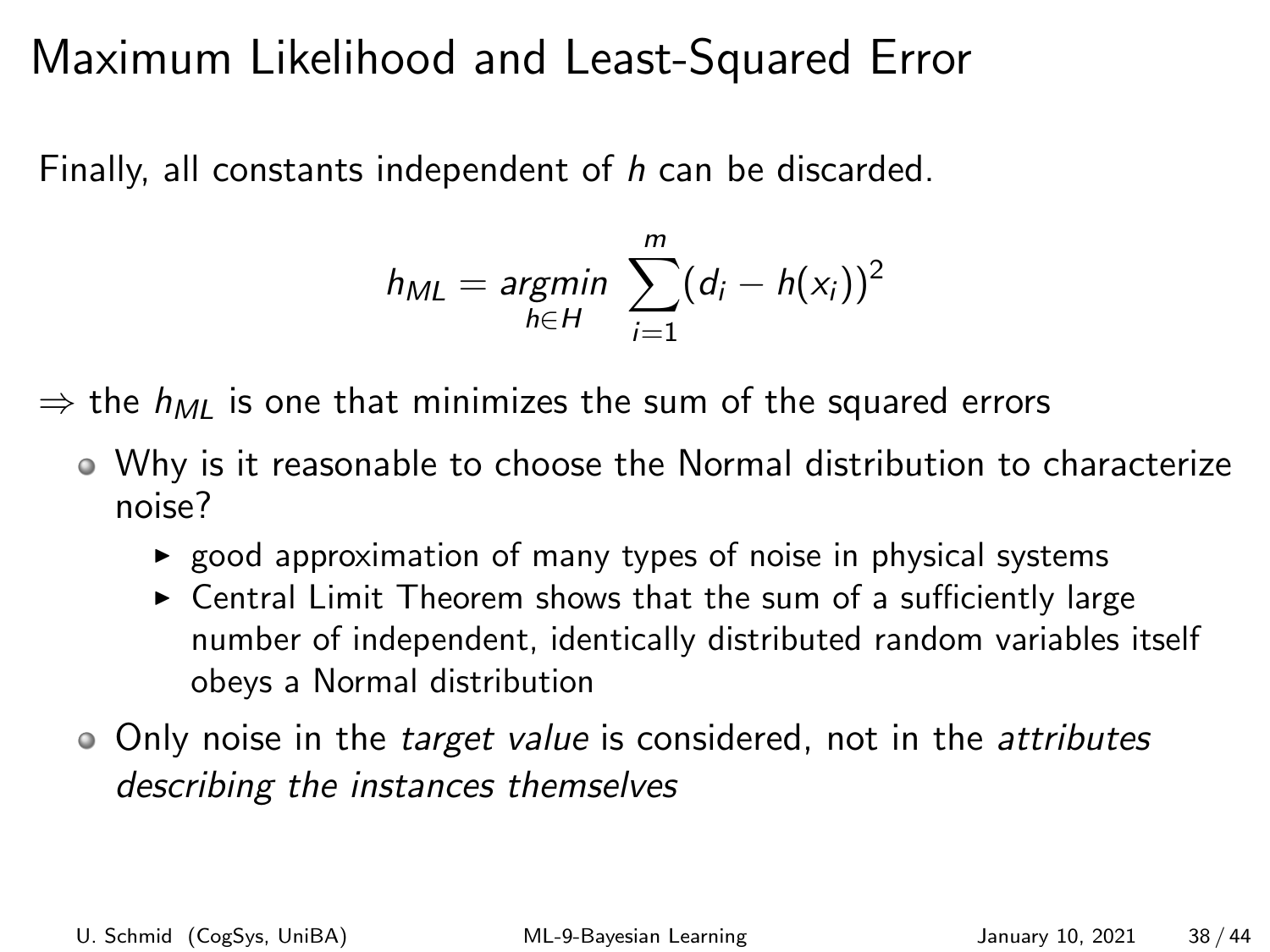# Maximum Likelihood and Least-Squared Error

Finally, all constants independent of $h$ can be discarded.

$$h_{ML} = \underset{h \in H}{argmin} \sum_{i=1}^{m} (d_i - h(x_i))^2$$

$\Rightarrow$ the $h_{ML}$ is one that minimizes the sum of the squared errors

- Why is it reasonable to choose the Normal distribution to characterize noise?
  - good approximation of many types of noise in physical systems
  - Central Limit Theorem shows that the sum of a sufficiently large number of independent, identically distributed random variables itself obeys a Normal distribution
- Only noise in the *target value* is considered, not in the *attributes describing the instances themselves*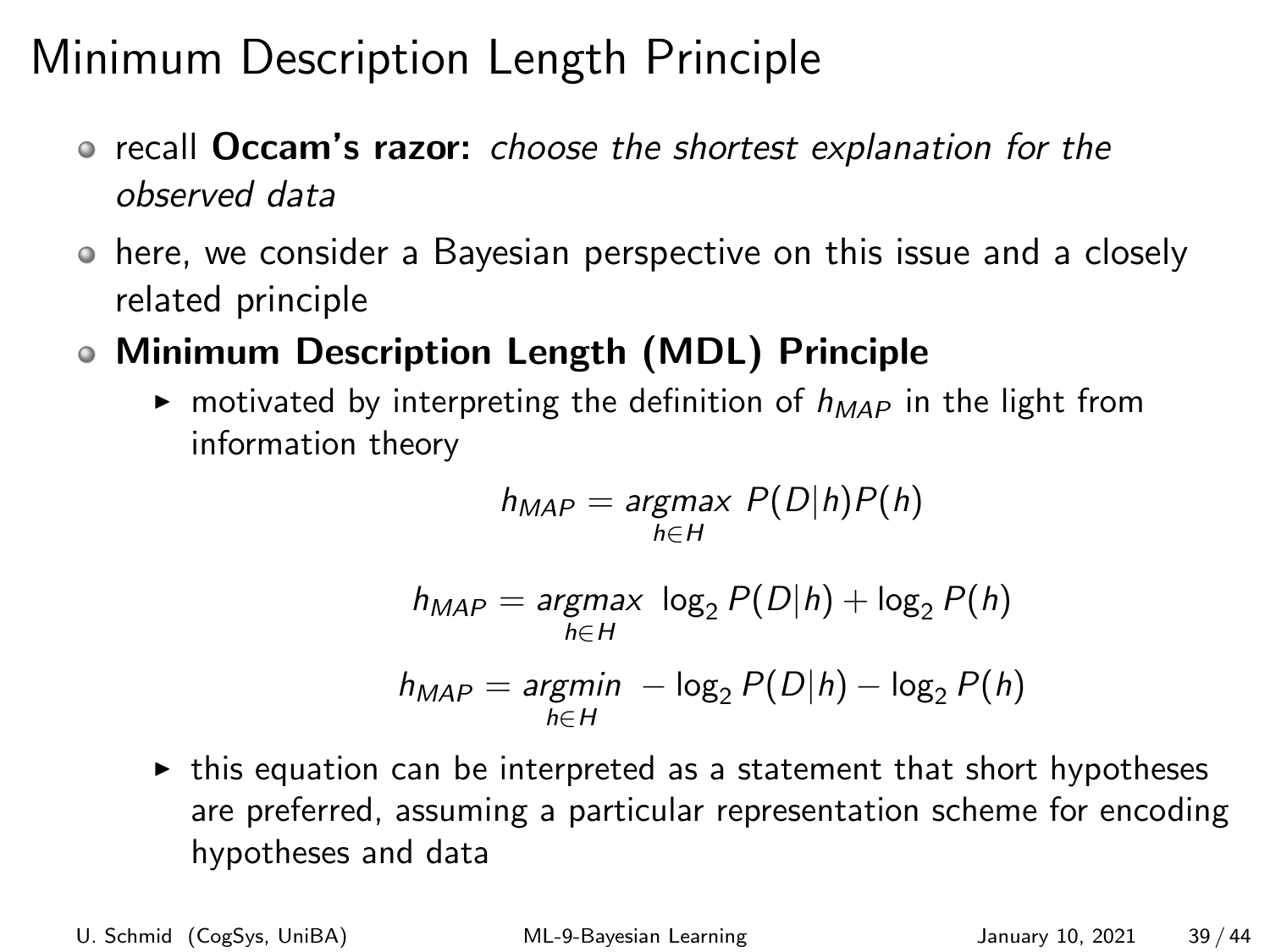# Minimum Description Length Principle

- recall **Occam's razor:** *choose the shortest explanation for the observed data*
- here, we consider a Bayesian perspective on this issue and a closely related principle
- **Minimum Description Length (MDL) Principle**
  - motivated by interpreting the definition of $h_{MAP}$ in the light from information theory

$$h_{MAP} = \underset{h \in H}{argmax}\ P(D|h)P(h)$$

$$h_{MAP} = \underset{h \in H}{argmax}\ \log_2 P(D|h) + \log_2 P(h)$$

$$h_{MAP} = \underset{h \in H}{argmin}\ -\log_2 P(D|h) - \log_2 P(h)$$

  - this equation can be interpreted as a statement that short hypotheses are preferred, assuming a particular representation scheme for encoding hypotheses and data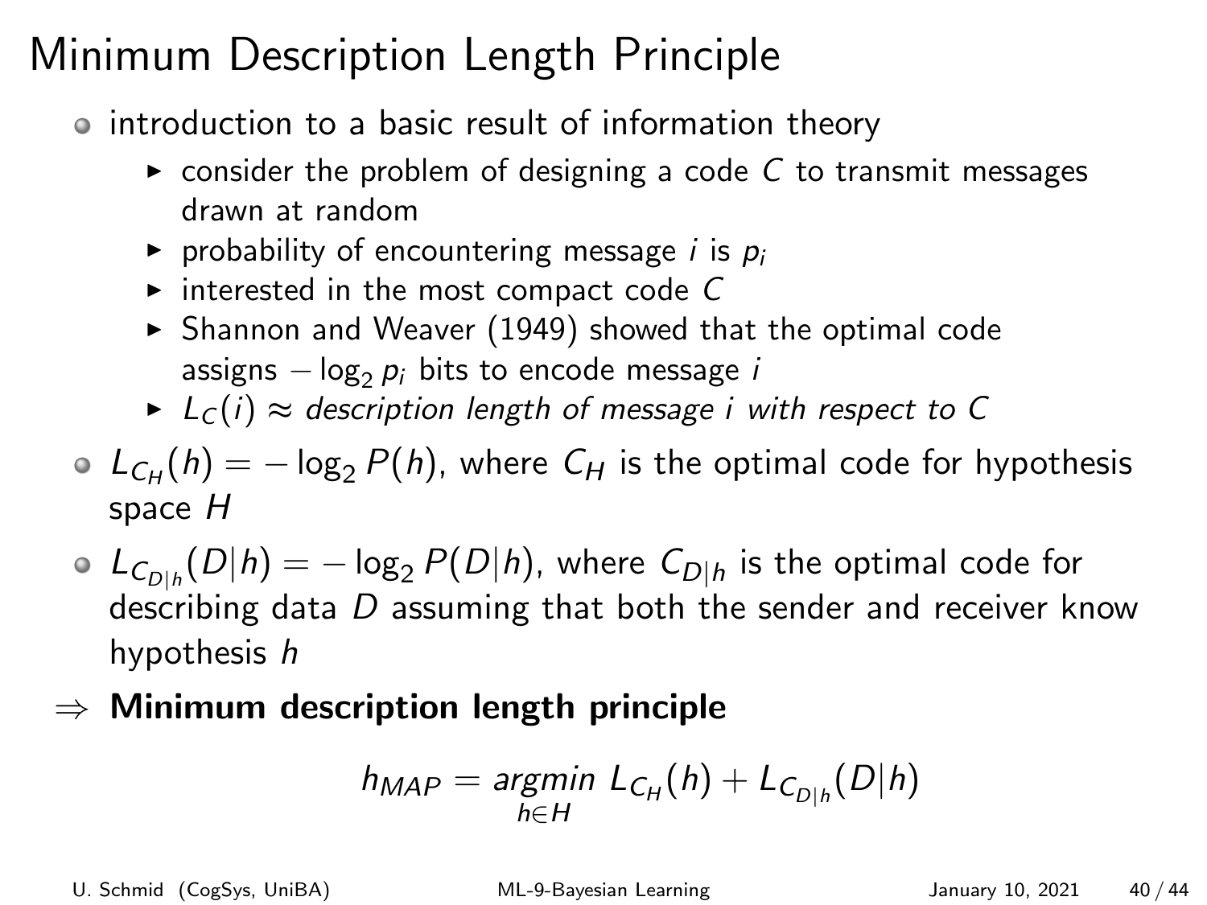# Minimum Description Length Principle

- introduction to a basic result of information theory
  - consider the problem of designing a code $C$ to transmit messages drawn at random
  - probability of encountering message $i$ is $p_i$
  - interested in the most compact code $C$
  - Shannon and Weaver (1949) showed that the optimal code assigns $-\log_2 p_i$ bits to encode message $i$
  - $L_C(i) \approx$ *description length of message i with respect to C*
- $L_{C_H}(h) = -\log_2 P(h)$, where $C_H$ is the optimal code for hypothesis space $H$
- $L_{C_{D|h}}(D|h) = -\log_2 P(D|h)$, where $C_{D|h}$ is the optimal code for describing data $D$ assuming that both the sender and receiver know hypothesis $h$

$\Rightarrow$ **Minimum description length principle**

$$h_{MAP} = \underset{h \in H}{argmin}\ L_{C_H}(h) + L_{C_{D|h}}(D|h)$$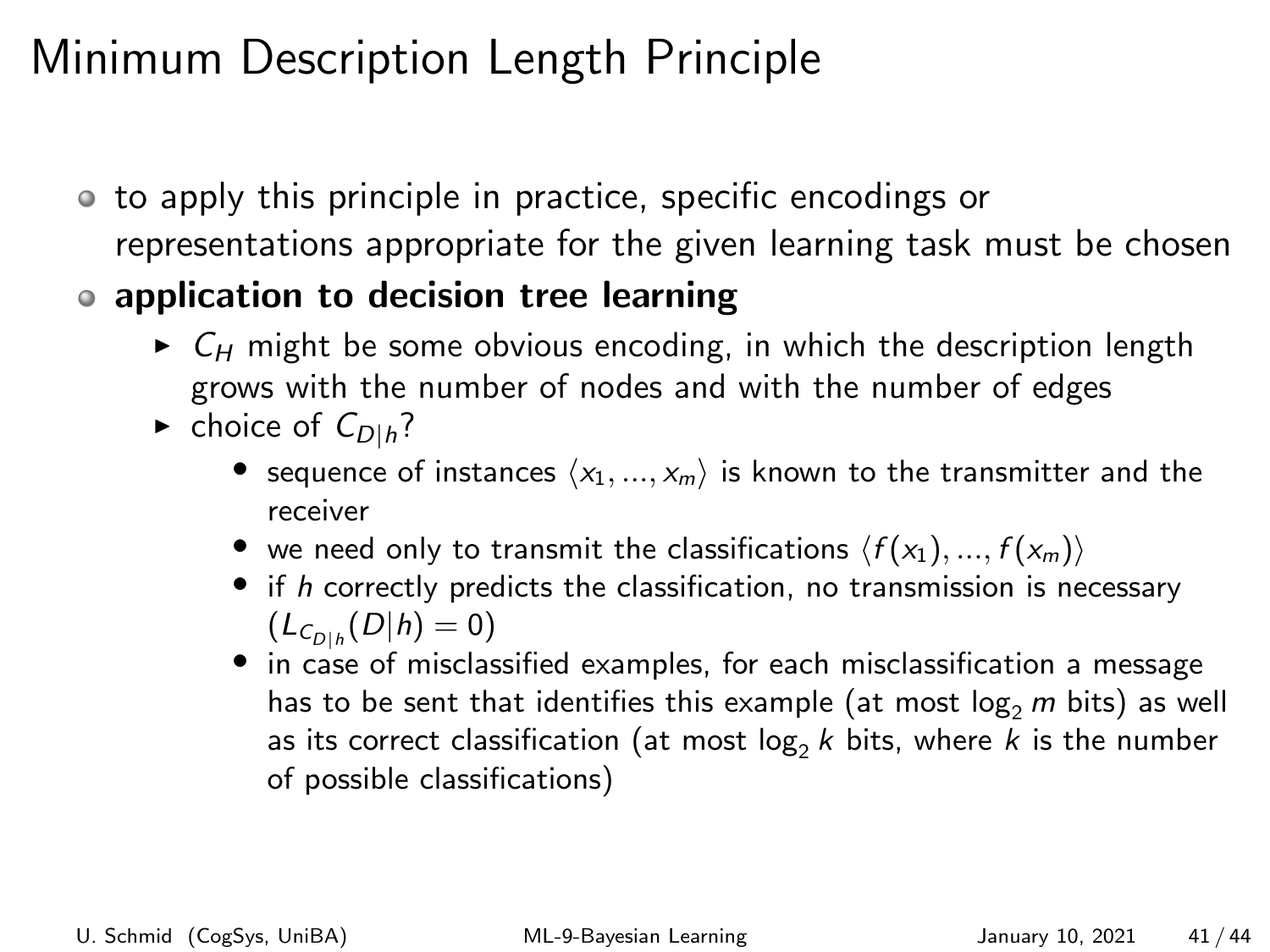# Minimum Description Length Principle

- to apply this principle in practice, specific encodings or representations appropriate for the given learning task must be chosen
- **application to decision tree learning**
  - $C_H$ might be some obvious encoding, in which the description length grows with the number of nodes and with the number of edges
  - choice of $C_{D|h}$?
    - sequence of instances $\langle x_1, ..., x_m \rangle$ is known to the transmitter and the receiver
    - we need only to transmit the classifications $\langle f(x_1), ..., f(x_m) \rangle$
    - if $h$ correctly predicts the classification, no transmission is necessary ($L_{C_{D|h}}(D|h) = 0$)
    - in case of misclassified examples, for each misclassification a message has to be sent that identifies this example (at most $\log_2 m$ bits) as well as its correct classification (at most $\log_2 k$ bits, where $k$ is the number of possible classifications)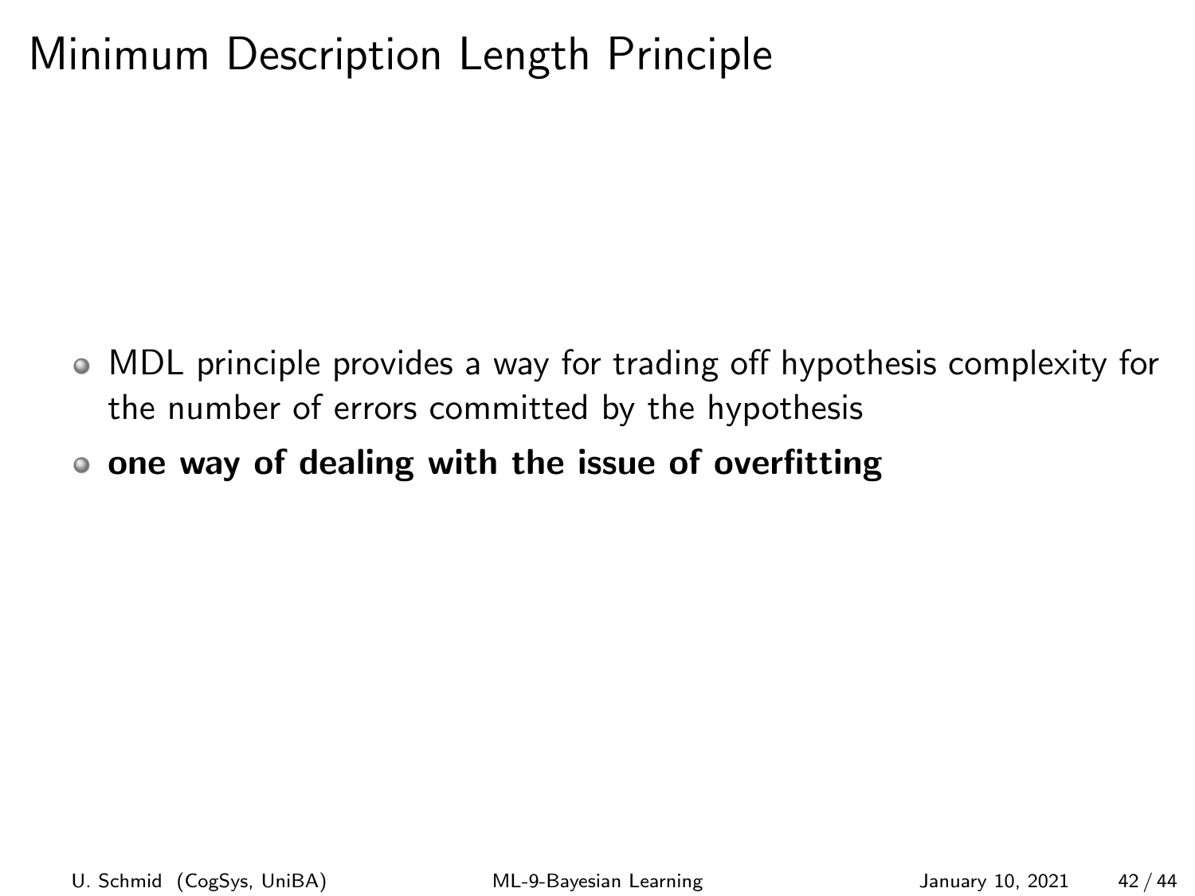# Minimum Description Length Principle

- MDL principle provides a way for trading off hypothesis complexity for the number of errors committed by the hypothesis
- **one way of dealing with the issue of overfitting**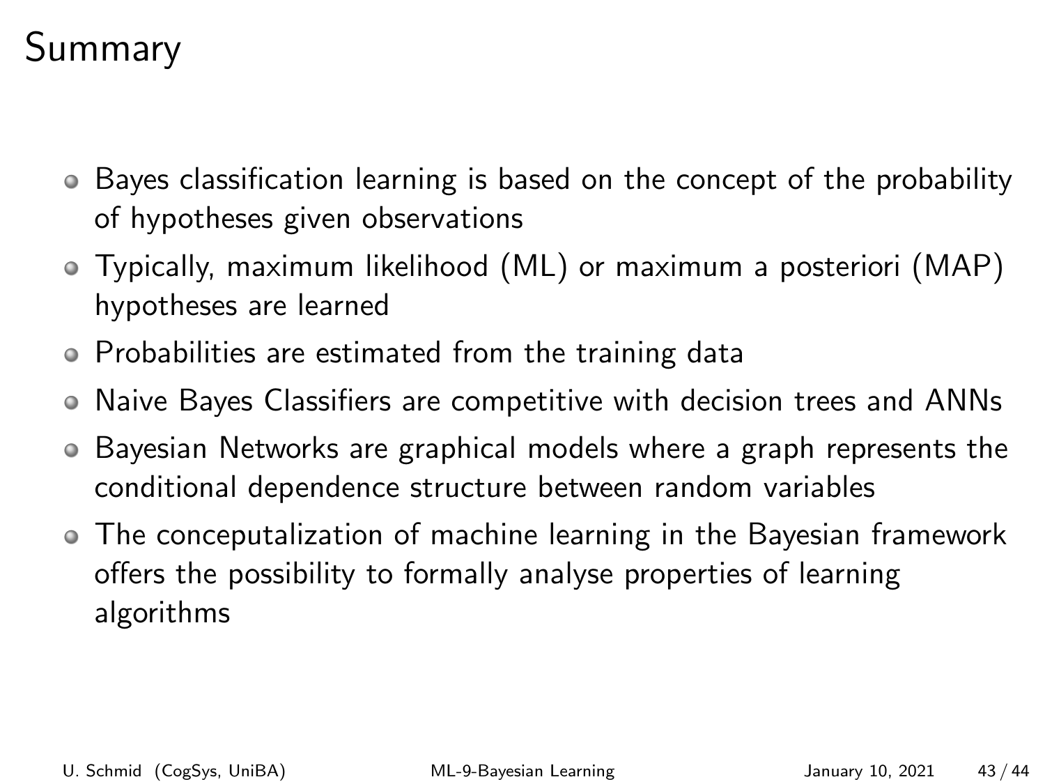# Summary

- Bayes classification learning is based on the concept of the probability of hypotheses given observations
- Typically, maximum likelihood (ML) or maximum a posteriori (MAP) hypotheses are learned
- Probabilities are estimated from the training data
- Naive Bayes Classifiers are competitive with decision trees and ANNs
- Bayesian Networks are graphical models where a graph represents the conditional dependence structure between random variables
- The conceptualization of machine learning in the Bayesian framework offers the possibility to formally analyse properties of learning algorithms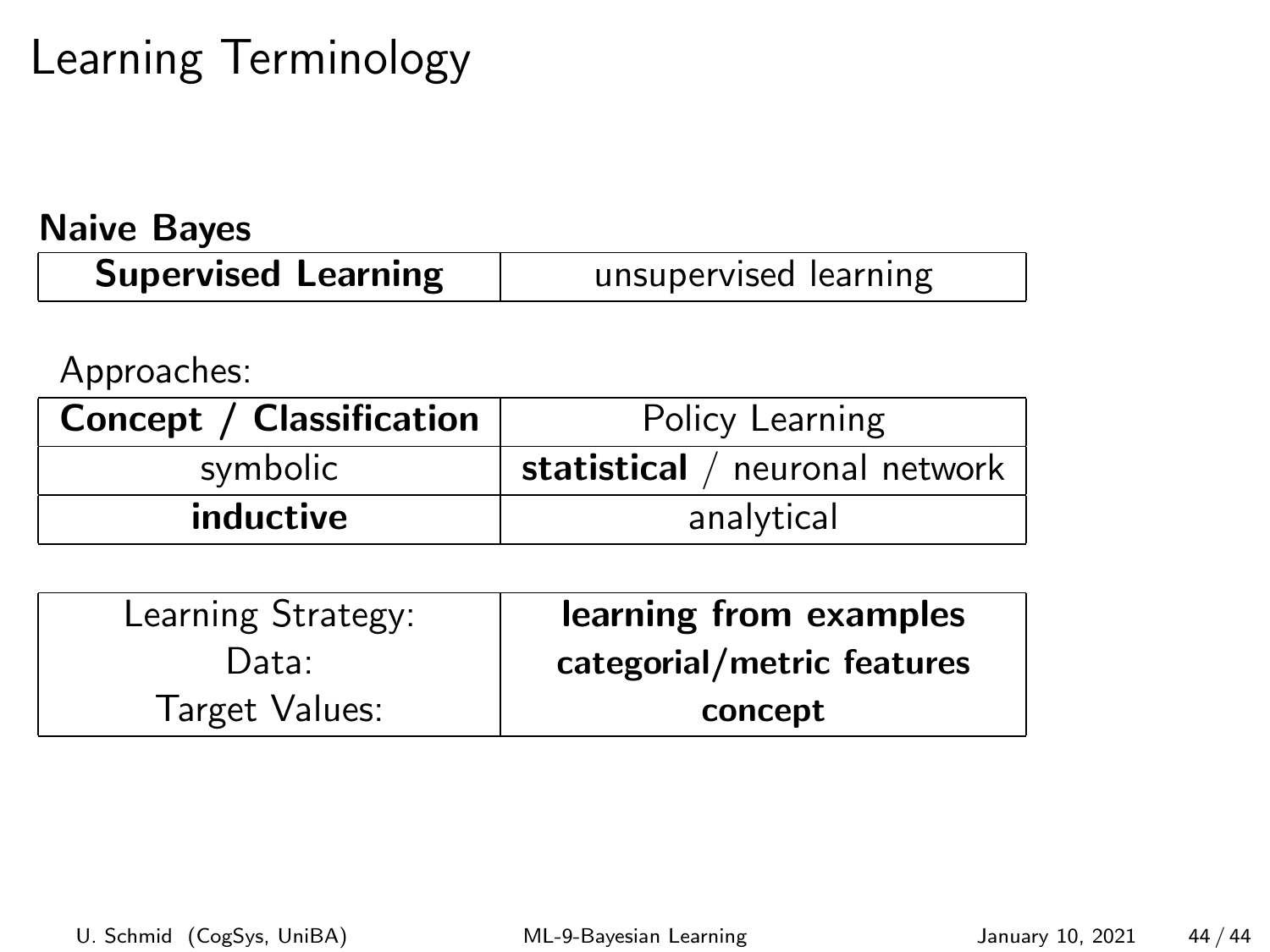# Learning Terminology

**Naive Bayes**

| | |
|---|---|
| **Supervised Learning** | unsupervised learning |

Approaches:

| | |
|---|---|
| **Concept / Classification** | Policy Learning |
| symbolic | **statistical** / neuronal network |
| **inductive** | analytical |

| | |
|---|---|
| Learning Strategy: | **learning from examples** |
| Data: | **categorial/metric features** |
| Target Values: | **concept** |